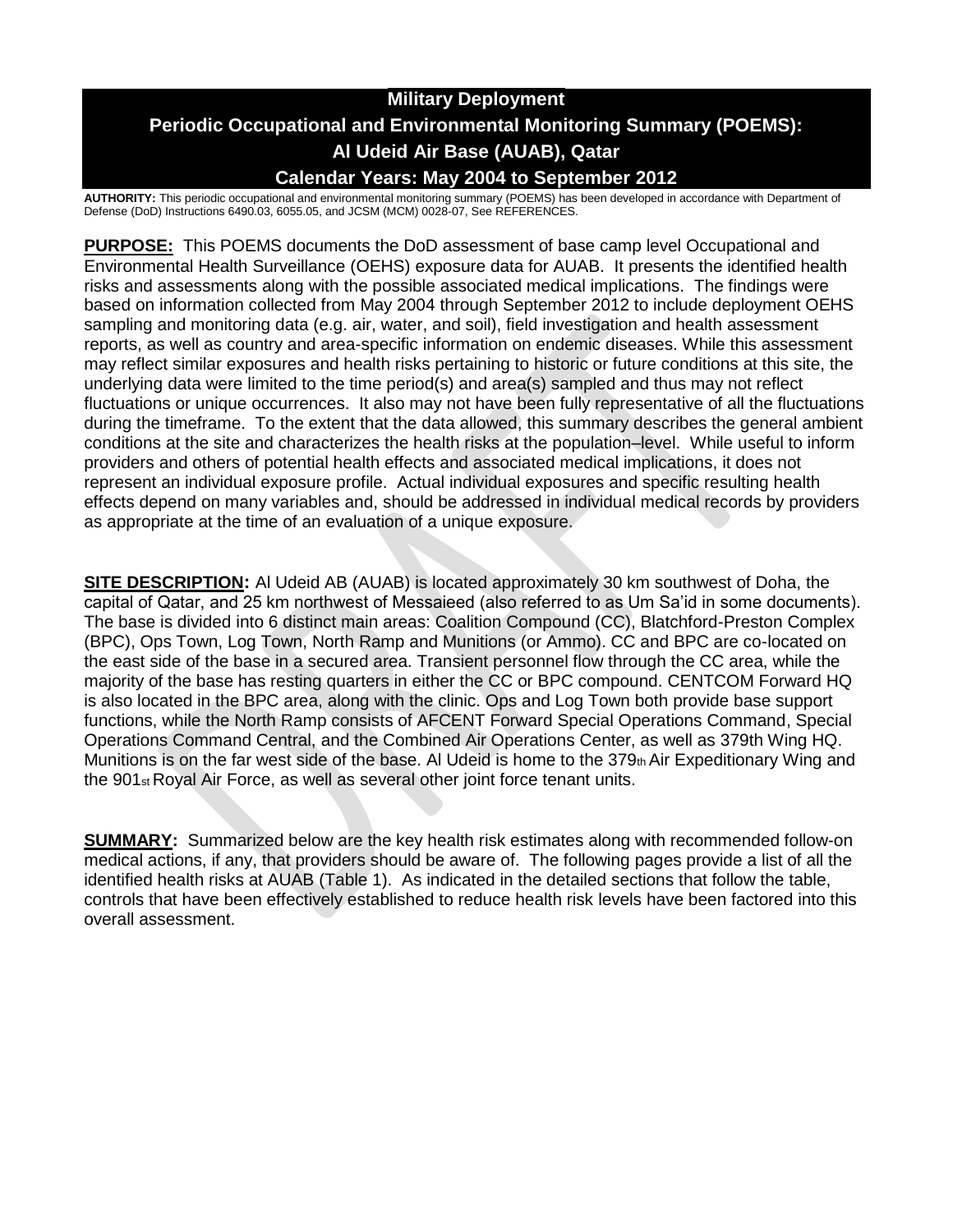# Military Deployment

# Periodic Occupational and Environmental Monitoring Summary (POEMS): Al Udeid Air Base (AUAB), Qatar

# Calendar Years: May 2004 to September 2012

**AUTHORITY:** This periodic occupational and environmental monitoring summary (POEMS) has been developed in accordance with Department of Defense (DoD) Instructions 6490.03, 6055.05, and JCSM (MCM) 0028-07, See REFERENCES.

**PURPOSE:** This POEMS documents the DoD assessment of base camp level Occupational and Environmental Health Surveillance (OEHS) exposure data for AUAB. It presents the identified health risks and assessments along with the possible associated medical implications. The findings were based on information collected from May 2004 through September 2012 to include deployment OEHS sampling and monitoring data (e.g. air, water, and soil), field investigation and health assessment reports, as well as country and area-specific information on endemic diseases. While this assessment may reflect similar exposures and health risks pertaining to historic or future conditions at this site, the underlying data were limited to the time period(s) and area(s) sampled and thus may not reflect fluctuations or unique occurrences. It also may not have been fully representative of all the fluctuations during the timeframe. To the extent that the data allowed, this summary describes the general ambient conditions at the site and characterizes the health risks at the population–level. While useful to inform providers and others of potential health effects and associated medical implications, it does not represent an individual exposure profile. Actual individual exposures and specific resulting health effects depend on many variables and, should be addressed in individual medical records by providers as appropriate at the time of an evaluation of a unique exposure.

**SITE DESCRIPTION:** Al Udeid AB (AUAB) is located approximately 30 km southwest of Doha, the capital of Qatar, and 25 km northwest of Messaieed (also referred to as Um Sa'id in some documents). The base is divided into 6 distinct main areas: Coalition Compound (CC), Blatchford-Preston Complex (BPC), Ops Town, Log Town, North Ramp and Munitions (or Ammo). CC and BPC are co-located on the east side of the base in a secured area. Transient personnel flow through the CC area, while the majority of the base has resting quarters in either the CC or BPC compound. CENTCOM Forward HQ is also located in the BPC area, along with the clinic. Ops and Log Town both provide base support functions, while the North Ramp consists of AFCENT Forward Special Operations Command, Special Operations Command Central, and the Combined Air Operations Center, as well as 379th Wing HQ. Munitions is on the far west side of the base. Al Udeid is home to the 379th Air Expeditionary Wing and the 901st Royal Air Force, as well as several other joint force tenant units.

**SUMMARY:** Summarized below are the key health risk estimates along with recommended follow-on medical actions, if any, that providers should be aware of. The following pages provide a list of all the identified health risks at AUAB (Table 1). As indicated in the detailed sections that follow the table, controls that have been effectively established to reduce health risk levels have been factored into this overall assessment.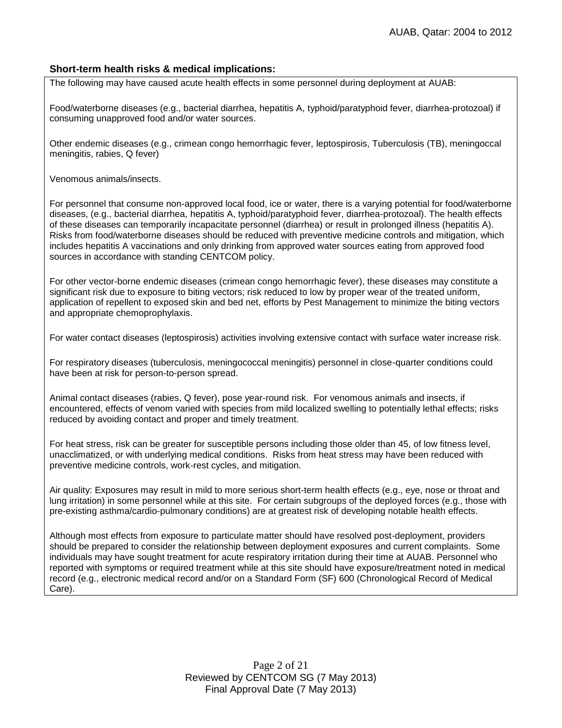## Short-term health risks & medical implications:

The following may have caused acute health effects in some personnel during deployment at AUAB:

Food/waterborne diseases (e.g., bacterial diarrhea, hepatitis A, typhoid/paratyphoid fever, diarrhea-protozoal) if consuming unapproved food and/or water sources.

Other endemic diseases (e.g., crimean congo hemorrhagic fever, leptospirosis, Tuberculosis (TB), meningoccal meningitis, rabies, Q fever)

Venomous animals/insects.

For personnel that consume non-approved local food, ice or water, there is a varying potential for food/waterborne diseases, (e.g., bacterial diarrhea, hepatitis A, typhoid/paratyphoid fever, diarrhea-protozoal). The health effects of these diseases can temporarily incapacitate personnel (diarrhea) or result in prolonged illness (hepatitis A). Risks from food/waterborne diseases should be reduced with preventive medicine controls and mitigation, which includes hepatitis A vaccinations and only drinking from approved water sources eating from approved food sources in accordance with standing CENTCOM policy.

For other vector-borne endemic diseases (crimean congo hemorrhagic fever), these diseases may constitute a significant risk due to exposure to biting vectors; risk reduced to low by proper wear of the treated uniform, application of repellent to exposed skin and bed net, efforts by Pest Management to minimize the biting vectors and appropriate chemoprophylaxis.

For water contact diseases (leptospirosis) activities involving extensive contact with surface water increase risk.

For respiratory diseases (tuberculosis, meningococcal meningitis) personnel in close-quarter conditions could have been at risk for person-to-person spread.

Animal contact diseases (rabies, Q fever), pose year-round risk. For venomous animals and insects, if encountered, effects of venom varied with species from mild localized swelling to potentially lethal effects; risks reduced by avoiding contact and proper and timely treatment.

For heat stress, risk can be greater for susceptible persons including those older than 45, of low fitness level, unacclimatized, or with underlying medical conditions. Risks from heat stress may have been reduced with preventive medicine controls, work-rest cycles, and mitigation.

Air quality: Exposures may result in mild to more serious short-term health effects (e.g., eye, nose or throat and lung irritation) in some personnel while at this site. For certain subgroups of the deployed forces (e.g., those with pre-existing asthma/cardio-pulmonary conditions) are at greatest risk of developing notable health effects.

Although most effects from exposure to particulate matter should have resolved post-deployment, providers should be prepared to consider the relationship between deployment exposures and current complaints. Some individuals may have sought treatment for acute respiratory irritation during their time at AUAB. Personnel who reported with symptoms or required treatment while at this site should have exposure/treatment noted in medical record (e.g., electronic medical record and/or on a Standard Form (SF) 600 (Chronological Record of Medical Care).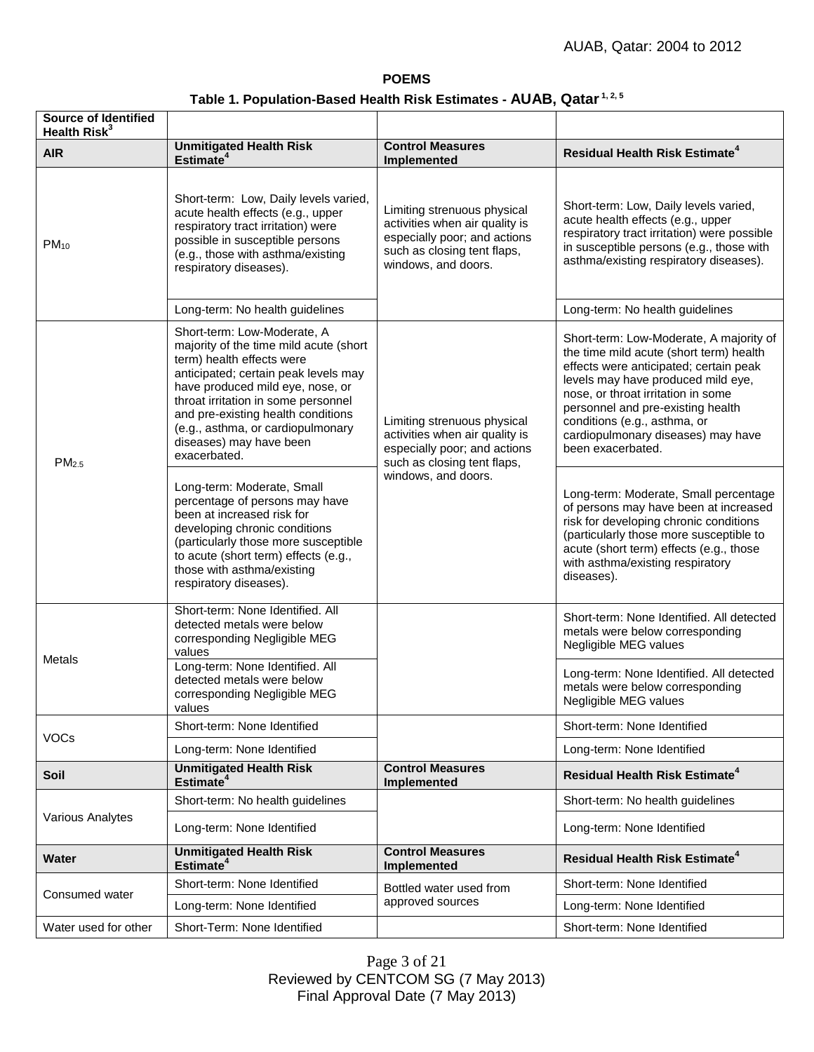**POEMS**

**Table 1. Population-Based Health Risk Estimates - AUAB, Qatar [1, 2, 5]**

| Source of Identified Health Risk[3] | | | |
|---|---|---|---|
| **AIR** | **Unmitigated Health Risk Estimate[4]** | **Control Measures Implemented** | **Residual Health Risk Estimate[4]** |
| $PM_{10}$ | Short-term: Low, Daily levels varied, acute health effects (e.g., upper respiratory tract irritation) were possible in susceptible persons (e.g., those with asthma/existing respiratory diseases). | Limiting strenuous physical activities when air quality is especially poor; and actions such as closing tent flaps, windows, and doors. | Short-term: Low, Daily levels varied, acute health effects (e.g., upper respiratory tract irritation) were possible in susceptible persons (e.g., those with asthma/existing respiratory diseases). |
| | Long-term: No health guidelines | | Long-term: No health guidelines |
| $PM_{2.5}$ | Short-term: Low-Moderate, A majority of the time mild acute (short term) health effects were anticipated; certain peak levels may have produced mild eye, nose, or throat irritation in some personnel and pre-existing health conditions (e.g., asthma, or cardiopulmonary diseases) may have been exacerbated. | Limiting strenuous physical activities when air quality is especially poor; and actions such as closing tent flaps, windows, and doors. | Short-term: Low-Moderate, A majority of the time mild acute (short term) health effects were anticipated; certain peak levels may have produced mild eye, nose, or throat irritation in some personnel and pre-existing health conditions (e.g., asthma, or cardiopulmonary diseases) may have been exacerbated. |
| | Long-term: Moderate, Small percentage of persons may have been at increased risk for developing chronic conditions (particularly those more susceptible to acute (short term) effects (e.g., those with asthma/existing respiratory diseases). | | Long-term: Moderate, Small percentage of persons may have been at increased risk for developing chronic conditions (particularly those more susceptible to acute (short term) effects (e.g., those with asthma/existing respiratory diseases). |
| Metals | Short-term: None Identified. All detected metals were below corresponding Negligible MEG values | | Short-term: None Identified. All detected metals were below corresponding Negligible MEG values |
| | Long-term: None Identified. All detected metals were below corresponding Negligible MEG values | | Long-term: None Identified. All detected metals were below corresponding Negligible MEG values |
| VOCs | Short-term: None Identified | | Short-term: None Identified |
| | Long-term: None Identified | | Long-term: None Identified |
| **Soil** | **Unmitigated Health Risk Estimate[4]** | **Control Measures Implemented** | **Residual Health Risk Estimate[4]** |
| Various Analytes | Short-term: No health guidelines | | Short-term: No health guidelines |
| | Long-term: None Identified | | Long-term: None Identified |
| **Water** | **Unmitigated Health Risk Estimate[4]** | **Control Measures Implemented** | **Residual Health Risk Estimate[4]** |
| Consumed water | Short-term: None Identified | Bottled water used from approved sources | Short-term: None Identified |
| | Long-term: None Identified | | Long-term: None Identified |
| Water used for other | Short-Term: None Identified | | Short-term: None Identified |

Reviewed by CENTCOM SG (7 May 2013)
Final Approval Date (7 May 2013)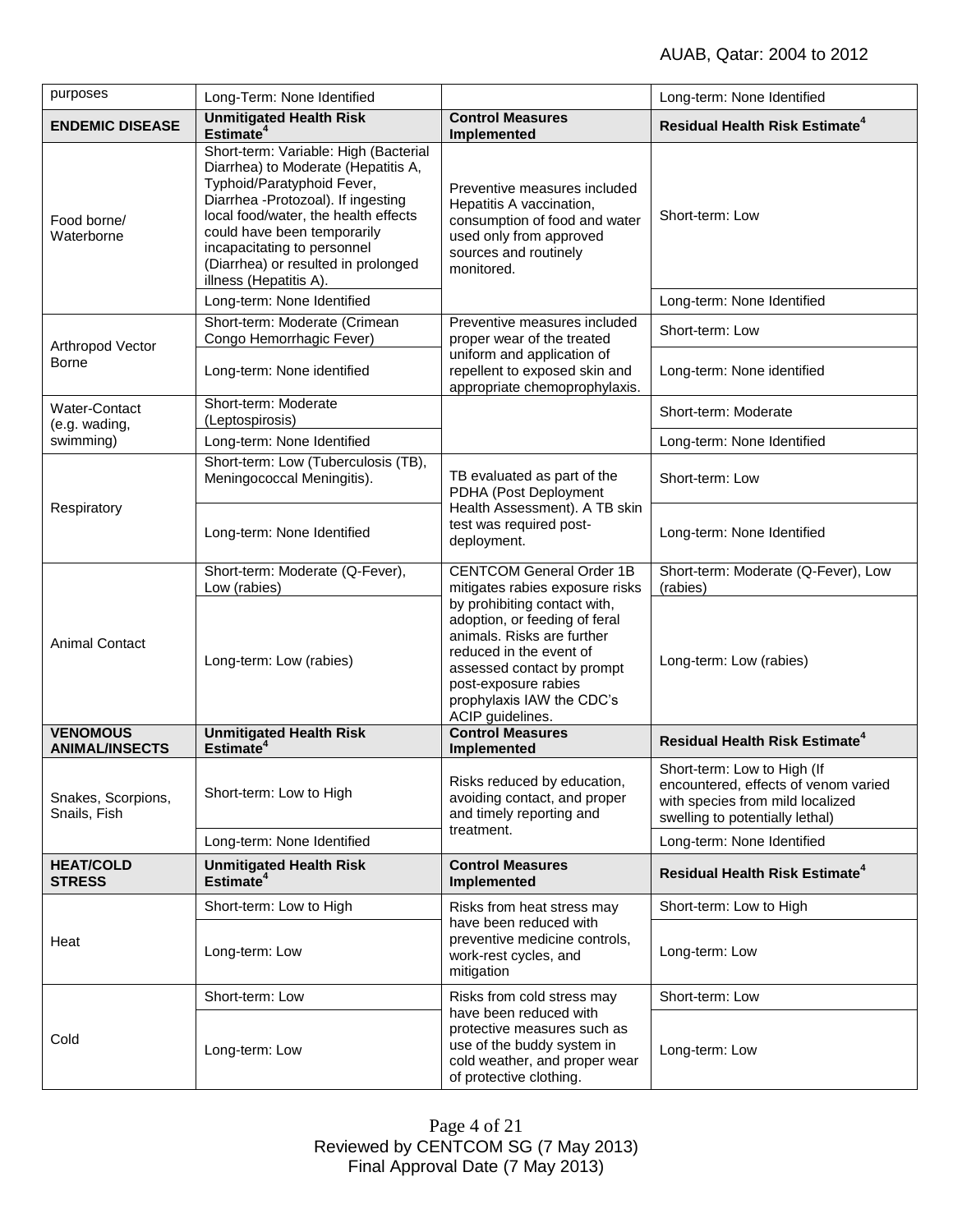| purposes | Long-Term: None Identified | | Long-term: None Identified |
|---|---|---|---|
| **ENDEMIC DISEASE** | **Unmitigated Health Risk Estimate[4]** | **Control Measures Implemented** | **Residual Health Risk Estimate[4]** |
| Food borne/ Waterborne | Short-term: Variable: High (Bacterial Diarrhea) to Moderate (Hepatitis A, Typhoid/Paratyphoid Fever, Diarrhea -Protozoal). If ingesting local food/water, the health effects could have been temporarily incapacitating to personnel (Diarrhea) or resulted in prolonged illness (Hepatitis A). | Preventive measures included Hepatitis A vaccination, consumption of food and water used only from approved sources and routinely monitored. | Short-term: Low |
| | Long-term: None Identified | | Long-term: None Identified |
| Arthropod Vector Borne | Short-term: Moderate (Crimean Congo Hemorrhagic Fever) | Preventive measures included proper wear of the treated uniform and application of repellent to exposed skin and appropriate chemoprophylaxis. | Short-term: Low |
| | Long-term: None identified | | Long-term: None identified |
| Water-Contact (e.g. wading, swimming) | Short-term: Moderate (Leptospirosis) | | Short-term: Moderate |
| | Long-term: None Identified | | Long-term: None Identified |
| Respiratory | Short-term: Low (Tuberculosis (TB), Meningococcal Meningitis). | TB evaluated as part of the PDHA (Post Deployment Health Assessment). A TB skin test was required post-deployment. | Short-term: Low |
| | Long-term: None Identified | | Long-term: None Identified |
| Animal Contact | Short-term: Moderate (Q-Fever), Low (rabies) | CENTCOM General Order 1B mitigates rabies exposure risks by prohibiting contact with, adoption, or feeding of feral animals. Risks are further reduced in the event of assessed contact by prompt post-exposure rabies prophylaxis IAW the CDC's ACIP guidelines. | Short-term: Moderate (Q-Fever), Low (rabies) |
| | Long-term: Low (rabies) | | Long-term: Low (rabies) |
| **VENOMOUS ANIMAL/INSECTS** | **Unmitigated Health Risk Estimate[4]** | **Control Measures Implemented** | **Residual Health Risk Estimate[4]** |
| Snakes, Scorpions, Snails, Fish | Short-term: Low to High | Risks reduced by education, avoiding contact, and proper and timely reporting and treatment. | Short-term: Low to High (If encountered, effects of venom varied with species from mild localized swelling to potentially lethal) |
| | Long-term: None Identified | | Long-term: None Identified |
| **HEAT/COLD STRESS** | **Unmitigated Health Risk Estimate[4]** | **Control Measures Implemented** | **Residual Health Risk Estimate[4]** |
| Heat | Short-term: Low to High | Risks from heat stress may have been reduced with preventive medicine controls, work-rest cycles, and mitigation | Short-term: Low to High |
| | Long-term: Low | | Long-term: Low |
| Cold | Short-term: Low | Risks from cold stress may have been reduced with protective measures such as use of the buddy system in cold weather, and proper wear of protective clothing. | Short-term: Low |
| | Long-term: Low | | Long-term: Low |

Reviewed by CENTCOM SG (7 May 2013)
Final Approval Date (7 May 2013)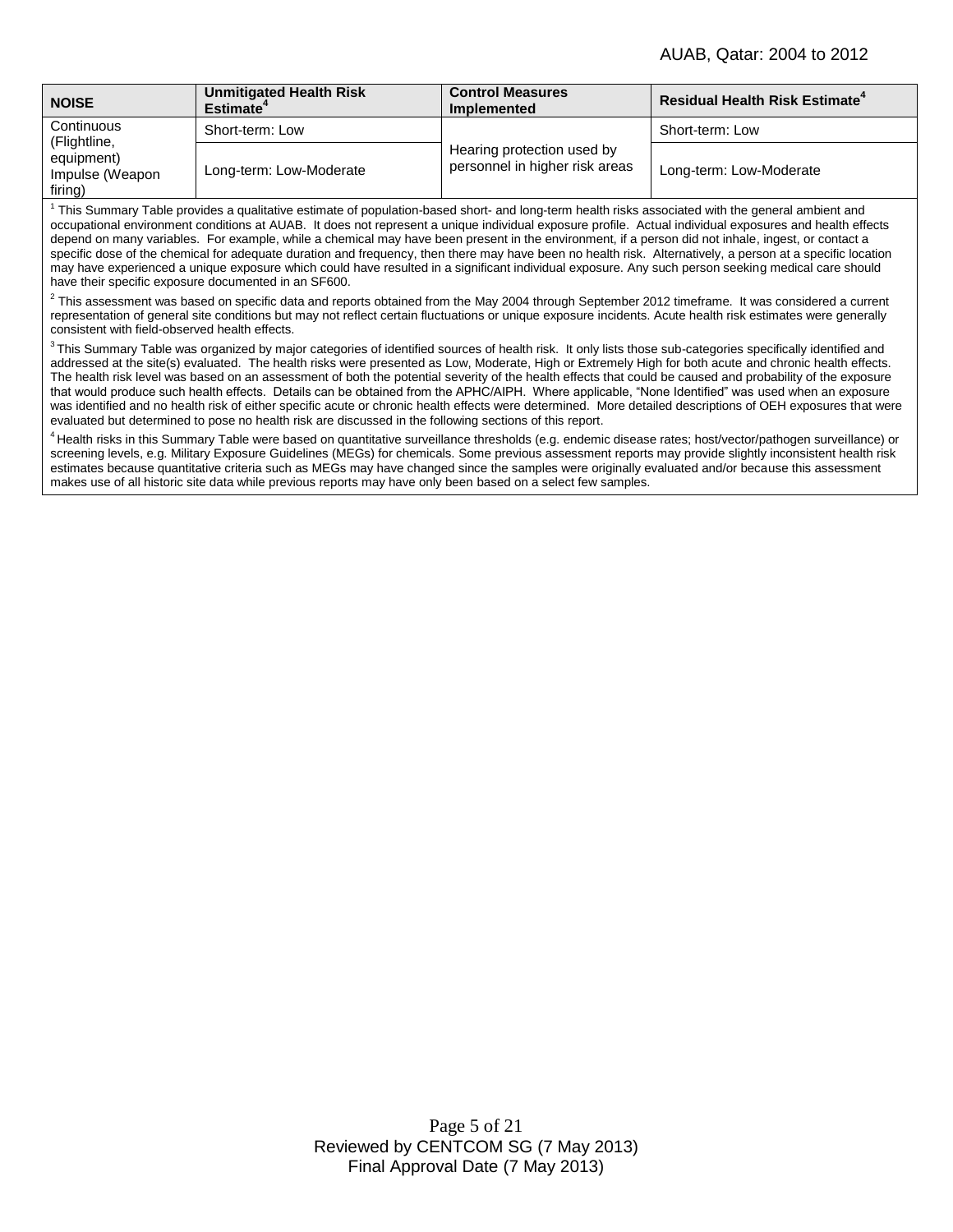| NOISE | Unmitigated Health Risk Estimate[4] | Control Measures Implemented | Residual Health Risk Estimate[4] |
|---|---|---|---|
| Continuous (Flightline, equipment) Impulse (Weapon firing) | Short-term: Low | Hearing protection used by personnel in higher risk areas | Short-term: Low |
| | Long-term: Low-Moderate | | Long-term: Low-Moderate |

[1] This Summary Table provides a qualitative estimate of population-based short- and long-term health risks associated with the general ambient and occupational environment conditions at AUAB. It does not represent a unique individual exposure profile. Actual individual exposures and health effects depend on many variables. For example, while a chemical may have been present in the environment, if a person did not inhale, ingest, or contact a specific dose of the chemical for adequate duration and frequency, then there may have been no health risk. Alternatively, a person at a specific location may have experienced a unique exposure which could have resulted in a significant individual exposure. Any such person seeking medical care should have their specific exposure documented in an SF600.

[2] This assessment was based on specific data and reports obtained from the May 2004 through September 2012 timeframe. It was considered a current representation of general site conditions but may not reflect certain fluctuations or unique exposure incidents. Acute health risk estimates were generally consistent with field-observed health effects.

[3] This Summary Table was organized by major categories of identified sources of health risk. It only lists those sub-categories specifically identified and addressed at the site(s) evaluated. The health risks were presented as Low, Moderate, High or Extremely High for both acute and chronic health effects. The health risk level was based on an assessment of both the potential severity of the health effects that could be caused and probability of the exposure that would produce such health effects. Details can be obtained from the APHC/AIPH. Where applicable, "None Identified" was used when an exposure was identified and no health risk of either specific acute or chronic health effects were determined. More detailed descriptions of OEH exposures that were evaluated but determined to pose no health risk are discussed in the following sections of this report.

[4] Health risks in this Summary Table were based on quantitative surveillance thresholds (e.g. endemic disease rates; host/vector/pathogen surveillance) or screening levels, e.g. Military Exposure Guidelines (MEGs) for chemicals. Some previous assessment reports may provide slightly inconsistent health risk estimates because quantitative criteria such as MEGs may have changed since the samples were originally evaluated and/or because this assessment makes use of all historic site data while previous reports may have only been based on a select few samples.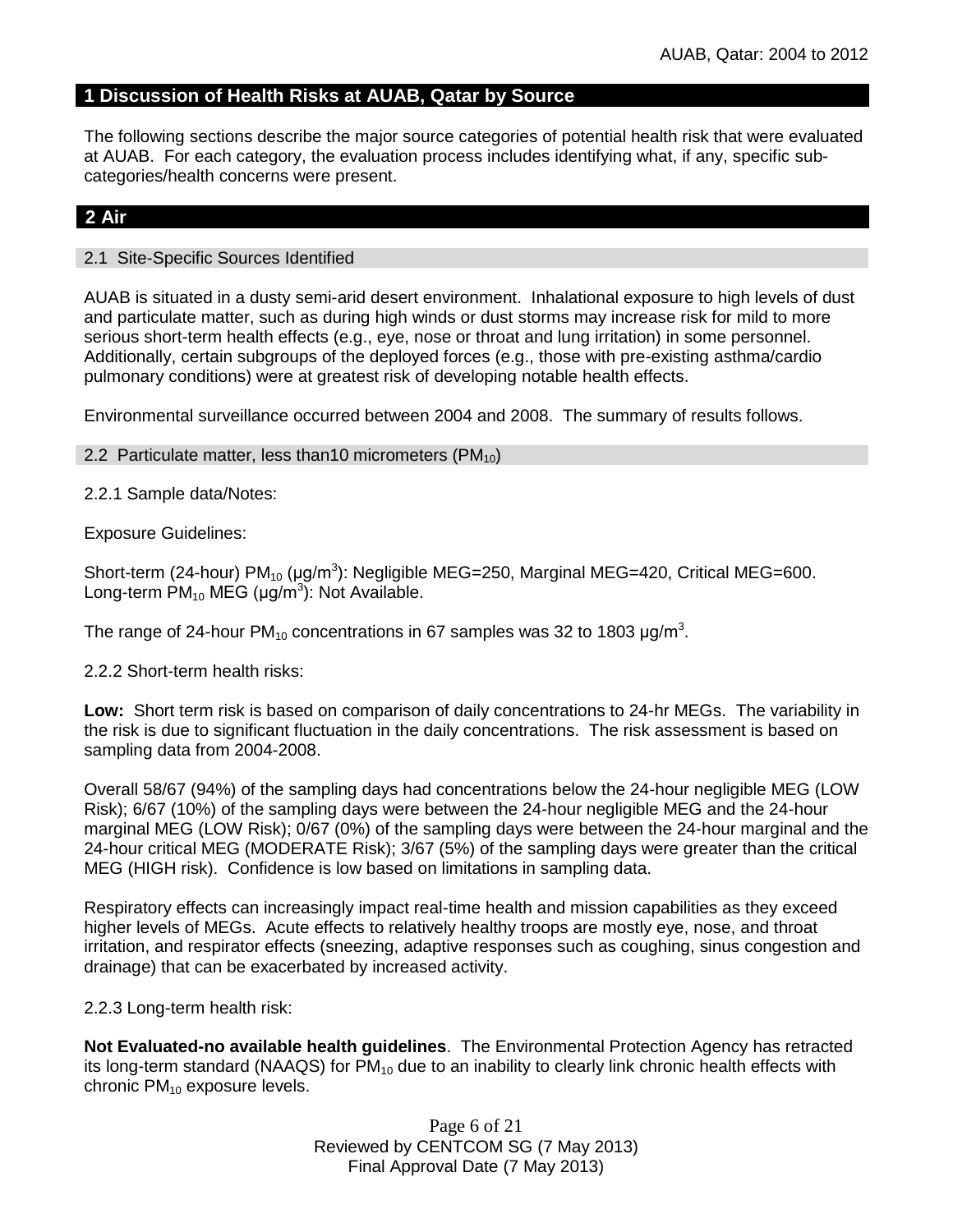## 1 Discussion of Health Risks at AUAB, Qatar by Source

The following sections describe the major source categories of potential health risk that were evaluated at AUAB. For each category, the evaluation process includes identifying what, if any, specific sub-categories/health concerns were present.

## 2 Air

### 2.1 Site-Specific Sources Identified

AUAB is situated in a dusty semi-arid desert environment. Inhalational exposure to high levels of dust and particulate matter, such as during high winds or dust storms may increase risk for mild to more serious short-term health effects (e.g., eye, nose or throat and lung irritation) in some personnel. Additionally, certain subgroups of the deployed forces (e.g., those with pre-existing asthma/cardio pulmonary conditions) were at greatest risk of developing notable health effects.

Environmental surveillance occurred between 2004 and 2008. The summary of results follows.

### 2.2 Particulate matter, less than10 micrometers ($PM_{10}$)

2.2.1 Sample data/Notes:

Exposure Guidelines:

Short-term (24-hour) $PM_{10}$ (μg/m$^3$): Negligible MEG=250, Marginal MEG=420, Critical MEG=600.
Long-term $PM_{10}$ MEG (μg/m$^3$): Not Available.

The range of 24-hour $PM_{10}$ concentrations in 67 samples was 32 to 1803 μg/m$^3$.

2.2.2 Short-term health risks:

**Low:** Short term risk is based on comparison of daily concentrations to 24-hr MEGs. The variability in the risk is due to significant fluctuation in the daily concentrations. The risk assessment is based on sampling data from 2004-2008.

Overall 58/67 (94%) of the sampling days had concentrations below the 24-hour negligible MEG (LOW Risk); 6/67 (10%) of the sampling days were between the 24-hour negligible MEG and the 24-hour marginal MEG (LOW Risk); 0/67 (0%) of the sampling days were between the 24-hour marginal and the 24-hour critical MEG (MODERATE Risk); 3/67 (5%) of the sampling days were greater than the critical MEG (HIGH risk). Confidence is low based on limitations in sampling data.

Respiratory effects can increasingly impact real-time health and mission capabilities as they exceed higher levels of MEGs. Acute effects to relatively healthy troops are mostly eye, nose, and throat irritation, and respirator effects (sneezing, adaptive responses such as coughing, sinus congestion and drainage) that can be exacerbated by increased activity.

2.2.3 Long-term health risk:

**Not Evaluated-no available health guidelines**. The Environmental Protection Agency has retracted its long-term standard (NAAQS) for $PM_{10}$ due to an inability to clearly link chronic health effects with chronic $PM_{10}$ exposure levels.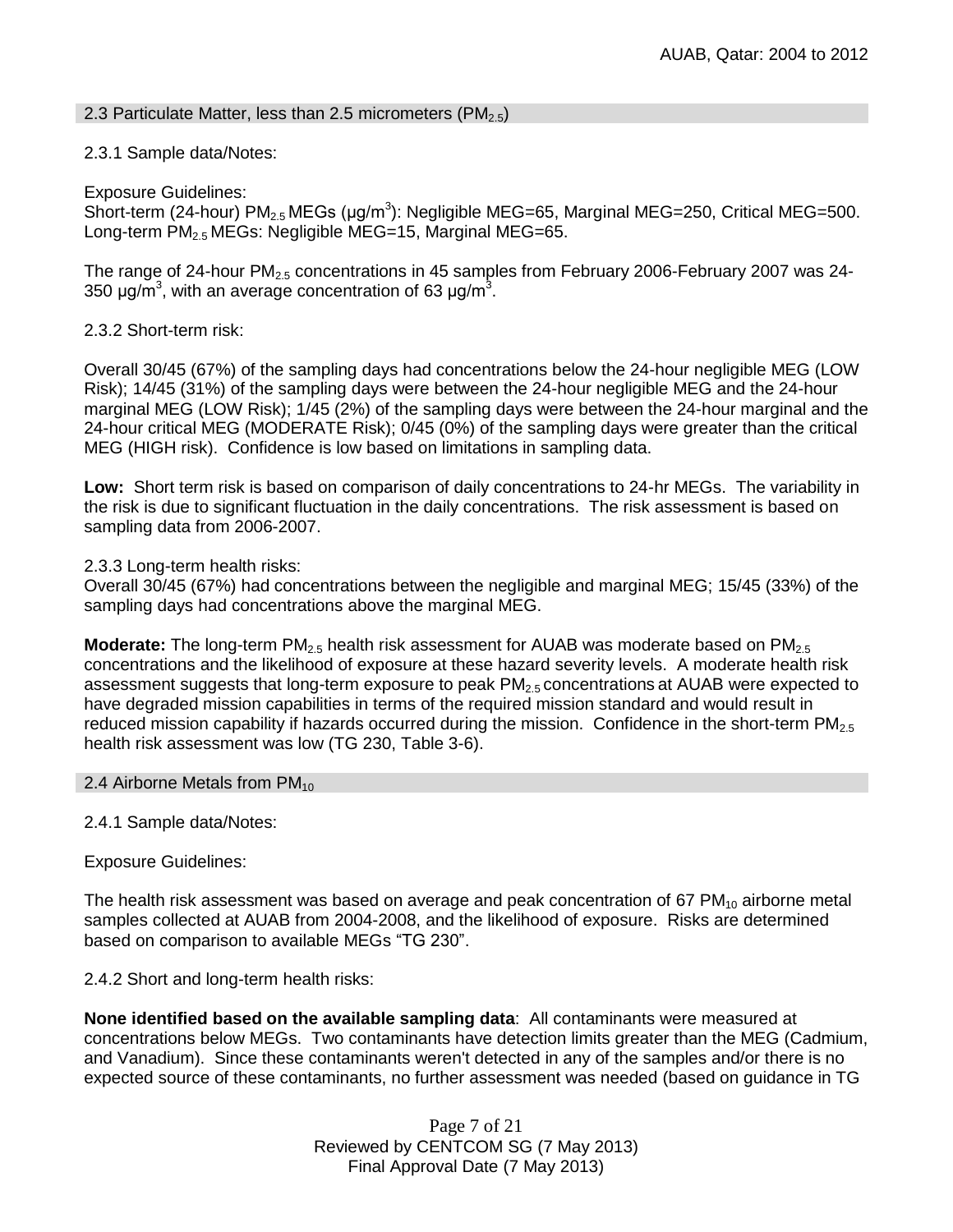### 2.3 Particulate Matter, less than 2.5 micrometers ($PM_{2.5}$)

2.3.1 Sample data/Notes:

Exposure Guidelines:
Short-term (24-hour) $PM_{2.5}$ MEGs (μg/m$^3$): Negligible MEG=65, Marginal MEG=250, Critical MEG=500.
Long-term $PM_{2.5}$ MEGs: Negligible MEG=15, Marginal MEG=65.

The range of 24-hour $PM_{2.5}$ concentrations in 45 samples from February 2006-February 2007 was 24-350 μg/m$^3$, with an average concentration of 63 μg/m$^3$.

2.3.2 Short-term risk:

Overall 30/45 (67%) of the sampling days had concentrations below the 24-hour negligible MEG (LOW Risk); 14/45 (31%) of the sampling days were between the 24-hour negligible MEG and the 24-hour marginal MEG (LOW Risk); 1/45 (2%) of the sampling days were between the 24-hour marginal and the 24-hour critical MEG (MODERATE Risk); 0/45 (0%) of the sampling days were greater than the critical MEG (HIGH risk). Confidence is low based on limitations in sampling data.

**Low:** Short term risk is based on comparison of daily concentrations to 24-hr MEGs. The variability in the risk is due to significant fluctuation in the daily concentrations. The risk assessment is based on sampling data from 2006-2007.

2.3.3 Long-term health risks:
Overall 30/45 (67%) had concentrations between the negligible and marginal MEG; 15/45 (33%) of the sampling days had concentrations above the marginal MEG.

**Moderate:** The long-term $PM_{2.5}$ health risk assessment for AUAB was moderate based on $PM_{2.5}$ concentrations and the likelihood of exposure at these hazard severity levels. A moderate health risk assessment suggests that long-term exposure to peak $PM_{2.5}$ concentrations at AUAB were expected to have degraded mission capabilities in terms of the required mission standard and would result in reduced mission capability if hazards occurred during the mission. Confidence in the short-term $PM_{2.5}$ health risk assessment was low (TG 230, Table 3-6).

### 2.4 Airborne Metals from $PM_{10}$

2.4.1 Sample data/Notes:

Exposure Guidelines:

The health risk assessment was based on average and peak concentration of 67 $PM_{10}$ airborne metal samples collected at AUAB from 2004-2008, and the likelihood of exposure. Risks are determined based on comparison to available MEGs "TG 230".

2.4.2 Short and long-term health risks:

**None identified based on the available sampling data**: All contaminants were measured at concentrations below MEGs. Two contaminants have detection limits greater than the MEG (Cadmium, and Vanadium). Since these contaminants weren't detected in any of the samples and/or there is no expected source of these contaminants, no further assessment was needed (based on guidance in TG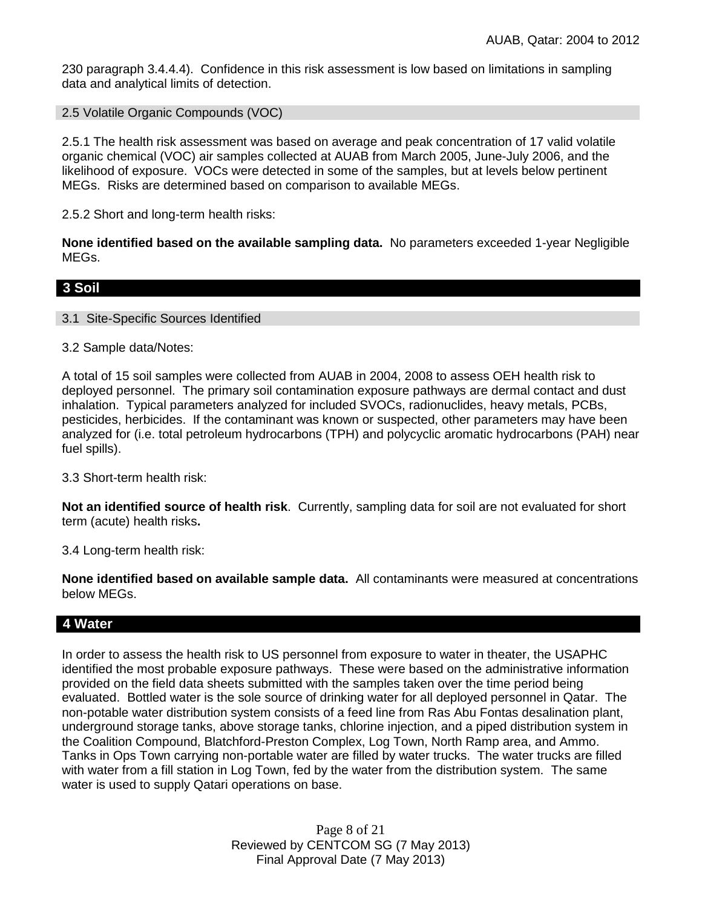230 paragraph 3.4.4.4). Confidence in this risk assessment is low based on limitations in sampling data and analytical limits of detection.

### 2.5 Volatile Organic Compounds (VOC)

2.5.1 The health risk assessment was based on average and peak concentration of 17 valid volatile organic chemical (VOC) air samples collected at AUAB from March 2005, June-July 2006, and the likelihood of exposure. VOCs were detected in some of the samples, but at levels below pertinent MEGs. Risks are determined based on comparison to available MEGs.

2.5.2 Short and long-term health risks:

**None identified based on the available sampling data.** No parameters exceeded 1-year Negligible MEGs.

## 3 Soil

### 3.1 Site-Specific Sources Identified

3.2 Sample data/Notes:

A total of 15 soil samples were collected from AUAB in 2004, 2008 to assess OEH health risk to deployed personnel. The primary soil contamination exposure pathways are dermal contact and dust inhalation. Typical parameters analyzed for included SVOCs, radionuclides, heavy metals, PCBs, pesticides, herbicides. If the contaminant was known or suspected, other parameters may have been analyzed for (i.e. total petroleum hydrocarbons (TPH) and polycyclic aromatic hydrocarbons (PAH) near fuel spills).

3.3 Short-term health risk:

**Not an identified source of health risk**. Currently, sampling data for soil are not evaluated for short term (acute) health risks**.**

3.4 Long-term health risk:

**None identified based on available sample data.** All contaminants were measured at concentrations below MEGs.

## 4 Water

In order to assess the health risk to US personnel from exposure to water in theater, the USAPHC identified the most probable exposure pathways. These were based on the administrative information provided on the field data sheets submitted with the samples taken over the time period being evaluated. Bottled water is the sole source of drinking water for all deployed personnel in Qatar. The non-potable water distribution system consists of a feed line from Ras Abu Fontas desalination plant, underground storage tanks, above storage tanks, chlorine injection, and a piped distribution system in the Coalition Compound, Blatchford-Preston Complex, Log Town, North Ramp area, and Ammo. Tanks in Ops Town carrying non-portable water are filled by water trucks. The water trucks are filled with water from a fill station in Log Town, fed by the water from the distribution system. The same water is used to supply Qatari operations on base.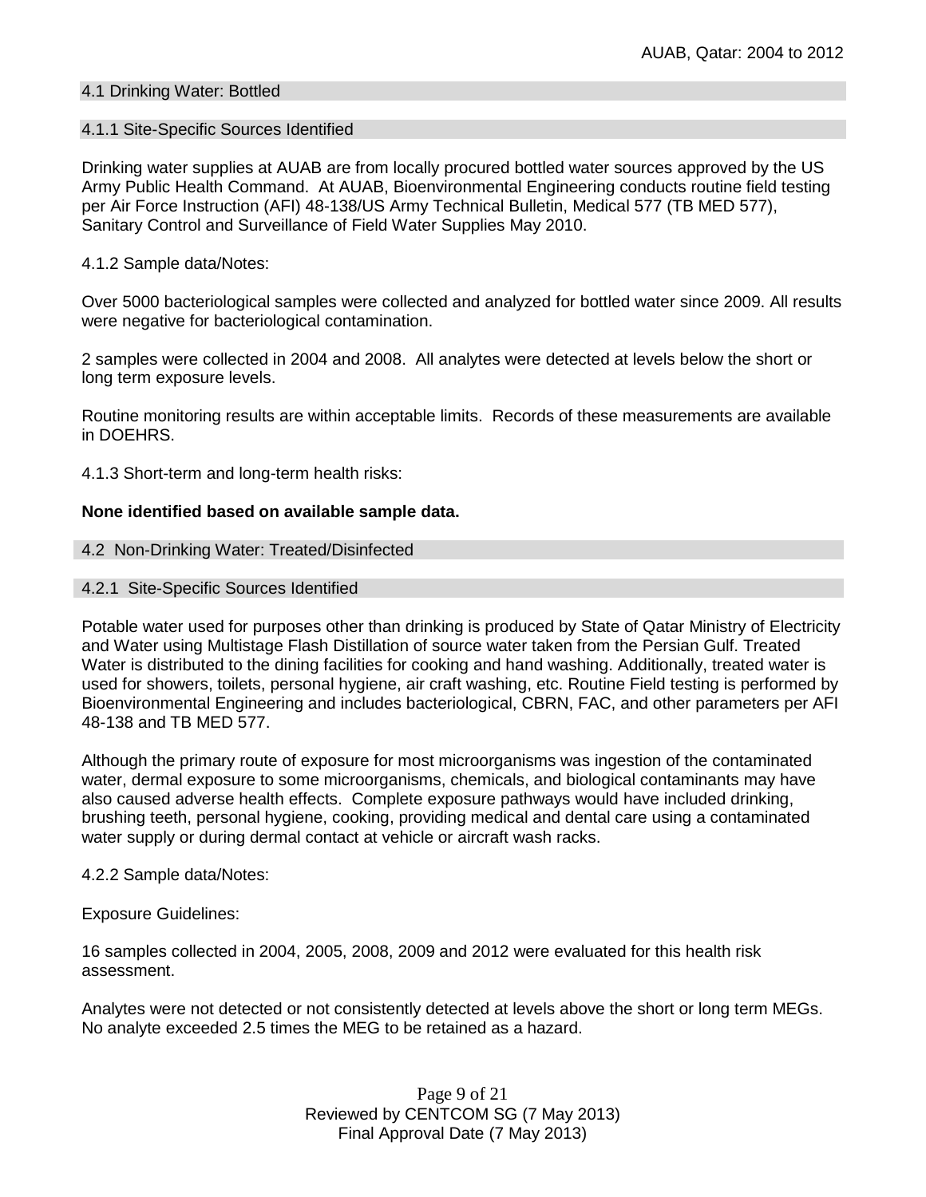### 4.1 Drinking Water: Bottled

#### 4.1.1 Site-Specific Sources Identified

Drinking water supplies at AUAB are from locally procured bottled water sources approved by the US Army Public Health Command. At AUAB, Bioenvironmental Engineering conducts routine field testing per Air Force Instruction (AFI) 48-138/US Army Technical Bulletin, Medical 577 (TB MED 577), Sanitary Control and Surveillance of Field Water Supplies May 2010.

4.1.2 Sample data/Notes:

Over 5000 bacteriological samples were collected and analyzed for bottled water since 2009. All results were negative for bacteriological contamination.

2 samples were collected in 2004 and 2008. All analytes were detected at levels below the short or long term exposure levels.

Routine monitoring results are within acceptable limits. Records of these measurements are available in DOEHRS.

4.1.3 Short-term and long-term health risks:

**None identified based on available sample data.**

### 4.2 Non-Drinking Water: Treated/Disinfected

#### 4.2.1 Site-Specific Sources Identified

Potable water used for purposes other than drinking is produced by State of Qatar Ministry of Electricity and Water using Multistage Flash Distillation of source water taken from the Persian Gulf. Treated Water is distributed to the dining facilities for cooking and hand washing. Additionally, treated water is used for showers, toilets, personal hygiene, air craft washing, etc. Routine Field testing is performed by Bioenvironmental Engineering and includes bacteriological, CBRN, FAC, and other parameters per AFI 48-138 and TB MED 577.

Although the primary route of exposure for most microorganisms was ingestion of the contaminated water, dermal exposure to some microorganisms, chemicals, and biological contaminants may have also caused adverse health effects. Complete exposure pathways would have included drinking, brushing teeth, personal hygiene, cooking, providing medical and dental care using a contaminated water supply or during dermal contact at vehicle or aircraft wash racks.

4.2.2 Sample data/Notes:

Exposure Guidelines:

16 samples collected in 2004, 2005, 2008, 2009 and 2012 were evaluated for this health risk assessment.

Analytes were not detected or not consistently detected at levels above the short or long term MEGs. No analyte exceeded 2.5 times the MEG to be retained as a hazard.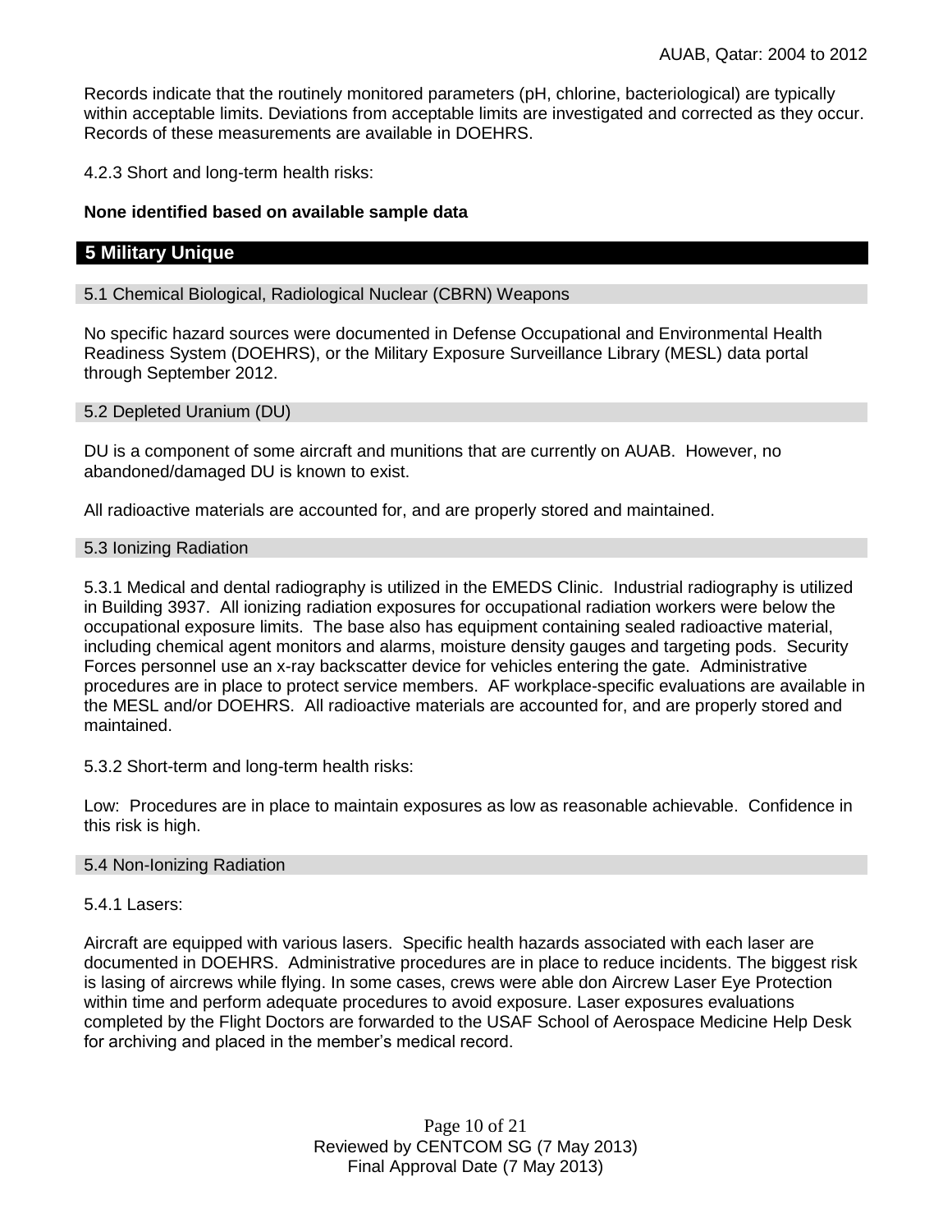Records indicate that the routinely monitored parameters (pH, chlorine, bacteriological) are typically within acceptable limits. Deviations from acceptable limits are investigated and corrected as they occur. Records of these measurements are available in DOEHRS.

4.2.3 Short and long-term health risks:

**None identified based on available sample data**

## 5 Military Unique

### 5.1 Chemical Biological, Radiological Nuclear (CBRN) Weapons

No specific hazard sources were documented in Defense Occupational and Environmental Health Readiness System (DOEHRS), or the Military Exposure Surveillance Library (MESL) data portal through September 2012.

### 5.2 Depleted Uranium (DU)

DU is a component of some aircraft and munitions that are currently on AUAB. However, no abandoned/damaged DU is known to exist.

All radioactive materials are accounted for, and are properly stored and maintained.

### 5.3 Ionizing Radiation

5.3.1 Medical and dental radiography is utilized in the EMEDS Clinic. Industrial radiography is utilized in Building 3937. All ionizing radiation exposures for occupational radiation workers were below the occupational exposure limits. The base also has equipment containing sealed radioactive material, including chemical agent monitors and alarms, moisture density gauges and targeting pods. Security Forces personnel use an x-ray backscatter device for vehicles entering the gate. Administrative procedures are in place to protect service members. AF workplace-specific evaluations are available in the MESL and/or DOEHRS. All radioactive materials are accounted for, and are properly stored and maintained.

5.3.2 Short-term and long-term health risks:

Low: Procedures are in place to maintain exposures as low as reasonable achievable. Confidence in this risk is high.

### 5.4 Non-Ionizing Radiation

5.4.1 Lasers:

Aircraft are equipped with various lasers. Specific health hazards associated with each laser are documented in DOEHRS. Administrative procedures are in place to reduce incidents. The biggest risk is lasing of aircrews while flying. In some cases, crews were able don Aircrew Laser Eye Protection within time and perform adequate procedures to avoid exposure. Laser exposures evaluations completed by the Flight Doctors are forwarded to the USAF School of Aerospace Medicine Help Desk for archiving and placed in the member's medical record.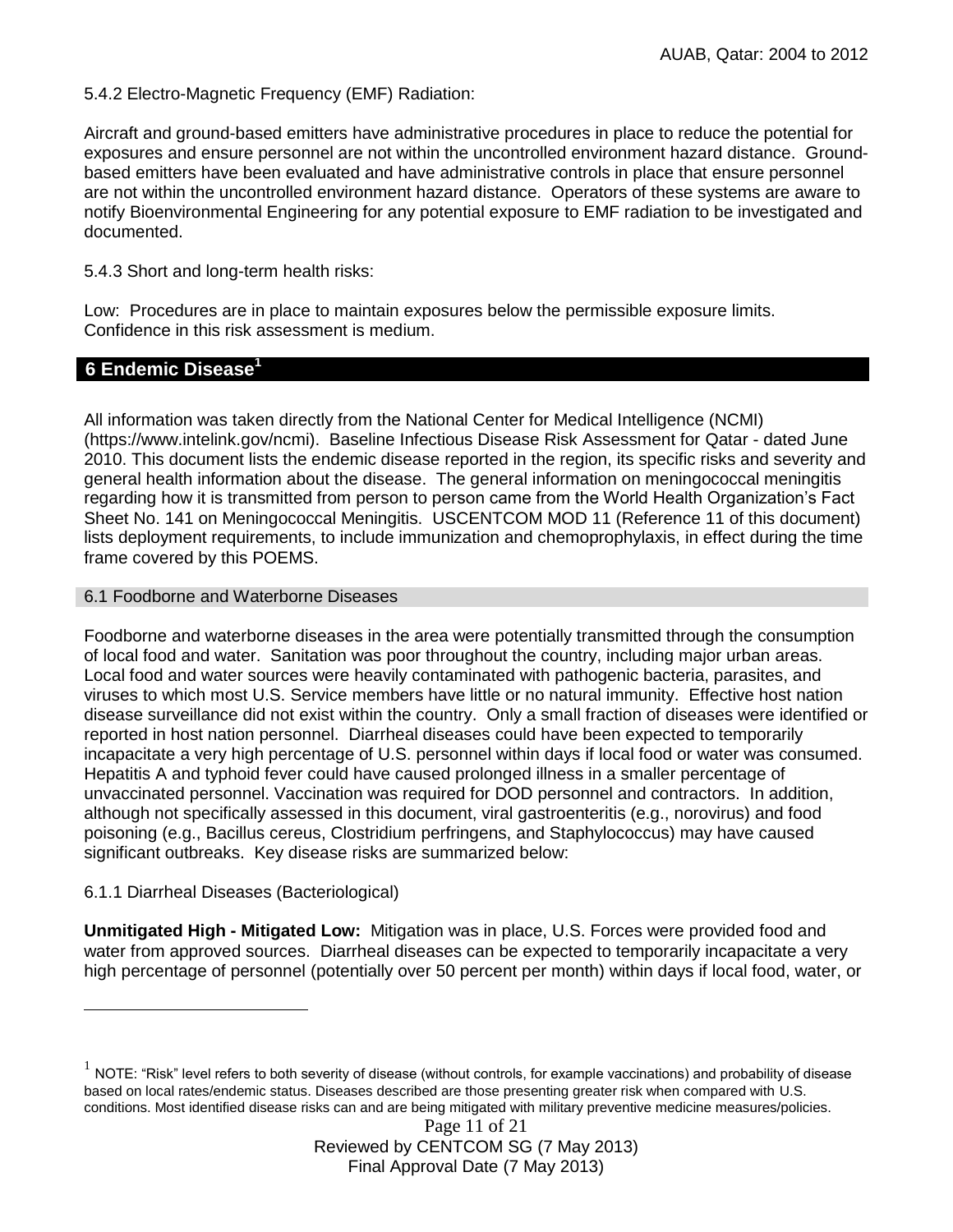5.4.2 Electro-Magnetic Frequency (EMF) Radiation:

Aircraft and ground-based emitters have administrative procedures in place to reduce the potential for exposures and ensure personnel are not within the uncontrolled environment hazard distance. Ground-based emitters have been evaluated and have administrative controls in place that ensure personnel are not within the uncontrolled environment hazard distance. Operators of these systems are aware to notify Bioenvironmental Engineering for any potential exposure to EMF radiation to be investigated and documented.

5.4.3 Short and long-term health risks:

Low: Procedures are in place to maintain exposures below the permissible exposure limits. Confidence in this risk assessment is medium.

## 6 Endemic Disease[1]

All information was taken directly from the National Center for Medical Intelligence (NCMI) (https://www.intelink.gov/ncmi). Baseline Infectious Disease Risk Assessment for Qatar - dated June 2010. This document lists the endemic disease reported in the region, its specific risks and severity and general health information about the disease. The general information on meningococcal meningitis regarding how it is transmitted from person to person came from the World Health Organization's Fact Sheet No. 141 on Meningococcal Meningitis. USCENTCOM MOD 11 (Reference 11 of this document) lists deployment requirements, to include immunization and chemoprophylaxis, in effect during the time frame covered by this POEMS.

### 6.1 Foodborne and Waterborne Diseases

Foodborne and waterborne diseases in the area were potentially transmitted through the consumption of local food and water. Sanitation was poor throughout the country, including major urban areas. Local food and water sources were heavily contaminated with pathogenic bacteria, parasites, and viruses to which most U.S. Service members have little or no natural immunity. Effective host nation disease surveillance did not exist within the country. Only a small fraction of diseases were identified or reported in host nation personnel. Diarrheal diseases could have been expected to temporarily incapacitate a very high percentage of U.S. personnel within days if local food or water was consumed. Hepatitis A and typhoid fever could have caused prolonged illness in a smaller percentage of unvaccinated personnel. Vaccination was required for DOD personnel and contractors. In addition, although not specifically assessed in this document, viral gastroenteritis (e.g., norovirus) and food poisoning (e.g., Bacillus cereus, Clostridium perfringens, and Staphylococcus) may have caused significant outbreaks. Key disease risks are summarized below:

6.1.1 Diarrheal Diseases (Bacteriological)

**Unmitigated High - Mitigated Low:** Mitigation was in place, U.S. Forces were provided food and water from approved sources. Diarrheal diseases can be expected to temporarily incapacitate a very high percentage of personnel (potentially over 50 percent per month) within days if local food, water, or

[1] NOTE: "Risk" level refers to both severity of disease (without controls, for example vaccinations) and probability of disease based on local rates/endemic status. Diseases described are those presenting greater risk when compared with U.S. conditions. Most identified disease risks can and are being mitigated with military preventive medicine measures/policies.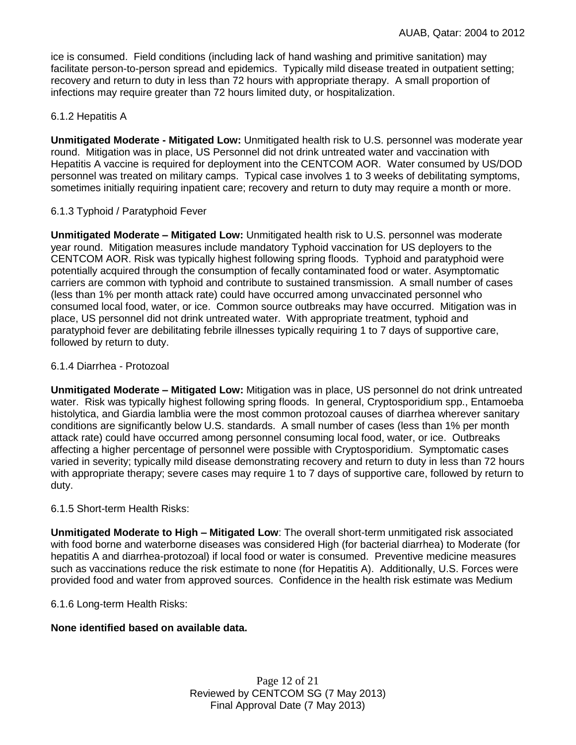ice is consumed. Field conditions (including lack of hand washing and primitive sanitation) may facilitate person-to-person spread and epidemics. Typically mild disease treated in outpatient setting; recovery and return to duty in less than 72 hours with appropriate therapy. A small proportion of infections may require greater than 72 hours limited duty, or hospitalization.

#### 6.1.2 Hepatitis A

**Unmitigated Moderate - Mitigated Low:** Unmitigated health risk to U.S. personnel was moderate year round. Mitigation was in place, US Personnel did not drink untreated water and vaccination with Hepatitis A vaccine is required for deployment into the CENTCOM AOR. Water consumed by US/DOD personnel was treated on military camps. Typical case involves 1 to 3 weeks of debilitating symptoms, sometimes initially requiring inpatient care; recovery and return to duty may require a month or more.

#### 6.1.3 Typhoid / Paratyphoid Fever

**Unmitigated Moderate – Mitigated Low:** Unmitigated health risk to U.S. personnel was moderate year round. Mitigation measures include mandatory Typhoid vaccination for US deployers to the CENTCOM AOR. Risk was typically highest following spring floods. Typhoid and paratyphoid were potentially acquired through the consumption of fecally contaminated food or water. Asymptomatic carriers are common with typhoid and contribute to sustained transmission. A small number of cases (less than 1% per month attack rate) could have occurred among unvaccinated personnel who consumed local food, water, or ice. Common source outbreaks may have occurred. Mitigation was in place, US personnel did not drink untreated water. With appropriate treatment, typhoid and paratyphoid fever are debilitating febrile illnesses typically requiring 1 to 7 days of supportive care, followed by return to duty.

#### 6.1.4 Diarrhea - Protozoal

**Unmitigated Moderate – Mitigated Low:** Mitigation was in place, US personnel do not drink untreated water. Risk was typically highest following spring floods. In general, Cryptosporidium spp., Entamoeba histolytica, and Giardia lamblia were the most common protozoal causes of diarrhea wherever sanitary conditions are significantly below U.S. standards. A small number of cases (less than 1% per month attack rate) could have occurred among personnel consuming local food, water, or ice. Outbreaks affecting a higher percentage of personnel were possible with Cryptosporidium. Symptomatic cases varied in severity; typically mild disease demonstrating recovery and return to duty in less than 72 hours with appropriate therapy; severe cases may require 1 to 7 days of supportive care, followed by return to duty.

#### 6.1.5 Short-term Health Risks:

**Unmitigated Moderate to High – Mitigated Low**: The overall short-term unmitigated risk associated with food borne and waterborne diseases was considered High (for bacterial diarrhea) to Moderate (for hepatitis A and diarrhea-protozoal) if local food or water is consumed. Preventive medicine measures such as vaccinations reduce the risk estimate to none (for Hepatitis A). Additionally, U.S. Forces were provided food and water from approved sources. Confidence in the health risk estimate was Medium

#### 6.1.6 Long-term Health Risks:

**None identified based on available data.**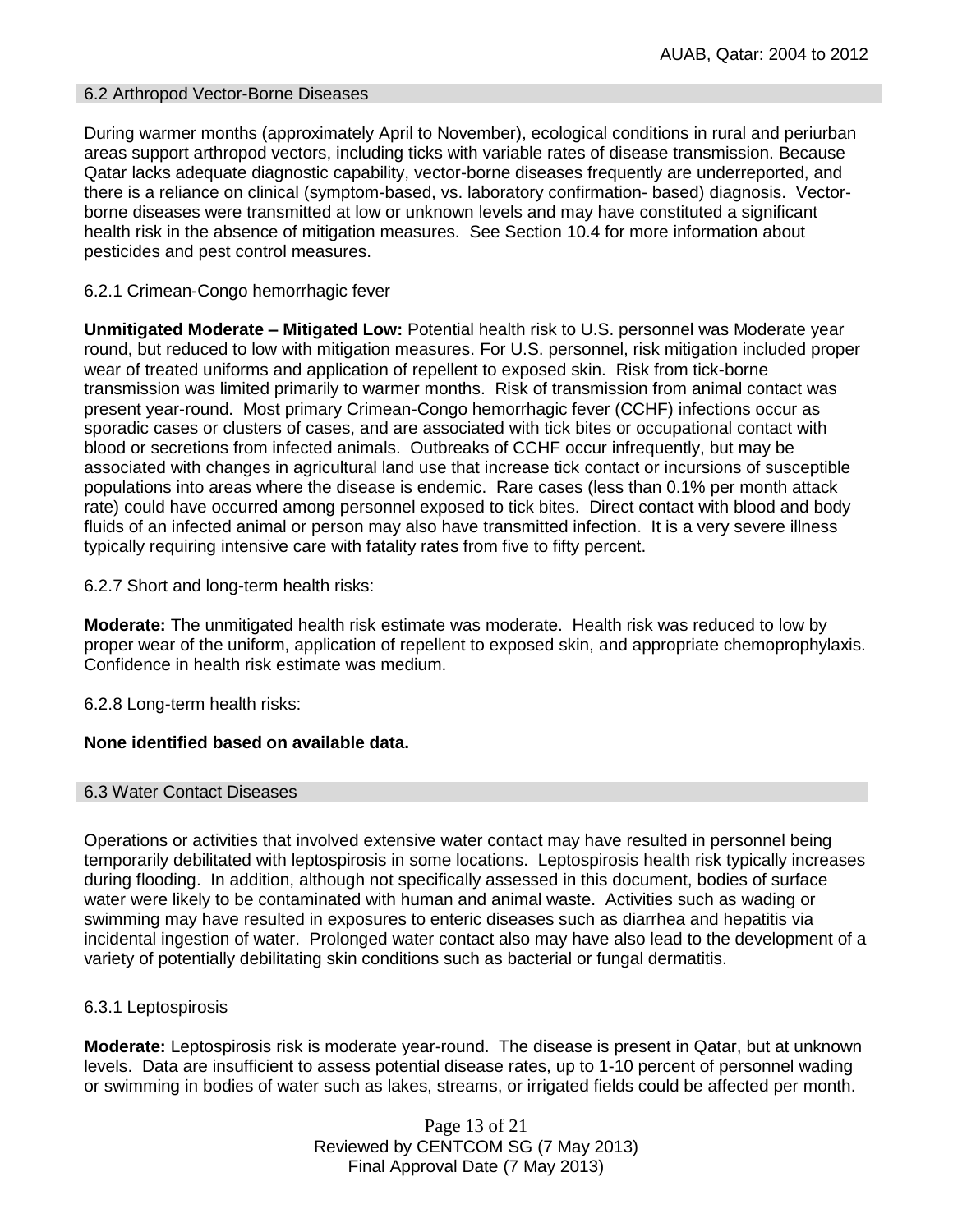## 6.2 Arthropod Vector-Borne Diseases

During warmer months (approximately April to November), ecological conditions in rural and periurban areas support arthropod vectors, including ticks with variable rates of disease transmission. Because Qatar lacks adequate diagnostic capability, vector-borne diseases frequently are underreported, and there is a reliance on clinical (symptom-based, vs. laboratory confirmation- based) diagnosis. Vector-borne diseases were transmitted at low or unknown levels and may have constituted a significant health risk in the absence of mitigation measures. See Section 10.4 for more information about pesticides and pest control measures.

### 6.2.1 Crimean-Congo hemorrhagic fever

**Unmitigated Moderate – Mitigated Low:** Potential health risk to U.S. personnel was Moderate year round, but reduced to low with mitigation measures. For U.S. personnel, risk mitigation included proper wear of treated uniforms and application of repellent to exposed skin. Risk from tick-borne transmission was limited primarily to warmer months. Risk of transmission from animal contact was present year-round. Most primary Crimean-Congo hemorrhagic fever (CCHF) infections occur as sporadic cases or clusters of cases, and are associated with tick bites or occupational contact with blood or secretions from infected animals. Outbreaks of CCHF occur infrequently, but may be associated with changes in agricultural land use that increase tick contact or incursions of susceptible populations into areas where the disease is endemic. Rare cases (less than 0.1% per month attack rate) could have occurred among personnel exposed to tick bites. Direct contact with blood and body fluids of an infected animal or person may also have transmitted infection. It is a very severe illness typically requiring intensive care with fatality rates from five to fifty percent.

### 6.2.7 Short and long-term health risks:

**Moderate:** The unmitigated health risk estimate was moderate. Health risk was reduced to low by proper wear of the uniform, application of repellent to exposed skin, and appropriate chemoprophylaxis. Confidence in health risk estimate was medium.

### 6.2.8 Long-term health risks:

**None identified based on available data.**

## 6.3 Water Contact Diseases

Operations or activities that involved extensive water contact may have resulted in personnel being temporarily debilitated with leptospirosis in some locations. Leptospirosis health risk typically increases during flooding. In addition, although not specifically assessed in this document, bodies of surface water were likely to be contaminated with human and animal waste. Activities such as wading or swimming may have resulted in exposures to enteric diseases such as diarrhea and hepatitis via incidental ingestion of water. Prolonged water contact also may have also lead to the development of a variety of potentially debilitating skin conditions such as bacterial or fungal dermatitis.

### 6.3.1 Leptospirosis

**Moderate:** Leptospirosis risk is moderate year-round. The disease is present in Qatar, but at unknown levels. Data are insufficient to assess potential disease rates, up to 1-10 percent of personnel wading or swimming in bodies of water such as lakes, streams, or irrigated fields could be affected per month.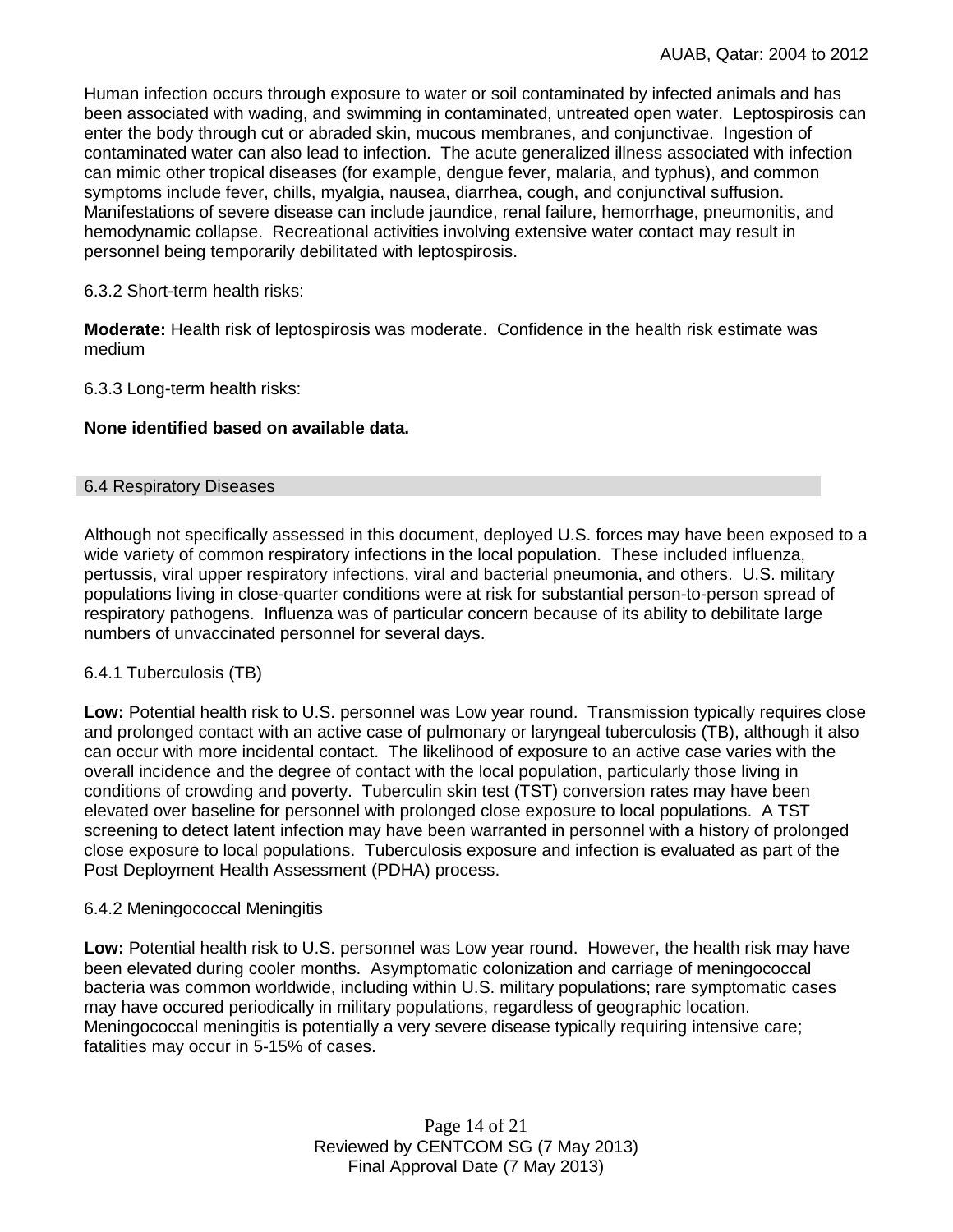Human infection occurs through exposure to water or soil contaminated by infected animals and has been associated with wading, and swimming in contaminated, untreated open water. Leptospirosis can enter the body through cut or abraded skin, mucous membranes, and conjunctivae. Ingestion of contaminated water can also lead to infection. The acute generalized illness associated with infection can mimic other tropical diseases (for example, dengue fever, malaria, and typhus), and common symptoms include fever, chills, myalgia, nausea, diarrhea, cough, and conjunctival suffusion. Manifestations of severe disease can include jaundice, renal failure, hemorrhage, pneumonitis, and hemodynamic collapse. Recreational activities involving extensive water contact may result in personnel being temporarily debilitated with leptospirosis.

6.3.2 Short-term health risks:

**Moderate:** Health risk of leptospirosis was moderate. Confidence in the health risk estimate was medium

6.3.3 Long-term health risks:

**None identified based on available data.**

## 6.4 Respiratory Diseases

Although not specifically assessed in this document, deployed U.S. forces may have been exposed to a wide variety of common respiratory infections in the local population. These included influenza, pertussis, viral upper respiratory infections, viral and bacterial pneumonia, and others. U.S. military populations living in close-quarter conditions were at risk for substantial person-to-person spread of respiratory pathogens. Influenza was of particular concern because of its ability to debilitate large numbers of unvaccinated personnel for several days.

### 6.4.1 Tuberculosis (TB)

**Low:** Potential health risk to U.S. personnel was Low year round. Transmission typically requires close and prolonged contact with an active case of pulmonary or laryngeal tuberculosis (TB), although it also can occur with more incidental contact. The likelihood of exposure to an active case varies with the overall incidence and the degree of contact with the local population, particularly those living in conditions of crowding and poverty. Tuberculin skin test (TST) conversion rates may have been elevated over baseline for personnel with prolonged close exposure to local populations. A TST screening to detect latent infection may have been warranted in personnel with a history of prolonged close exposure to local populations. Tuberculosis exposure and infection is evaluated as part of the Post Deployment Health Assessment (PDHA) process.

### 6.4.2 Meningococcal Meningitis

**Low:** Potential health risk to U.S. personnel was Low year round. However, the health risk may have been elevated during cooler months. Asymptomatic colonization and carriage of meningococcal bacteria was common worldwide, including within U.S. military populations; rare symptomatic cases may have occured periodically in military populations, regardless of geographic location. Meningococcal meningitis is potentially a very severe disease typically requiring intensive care; fatalities may occur in 5-15% of cases.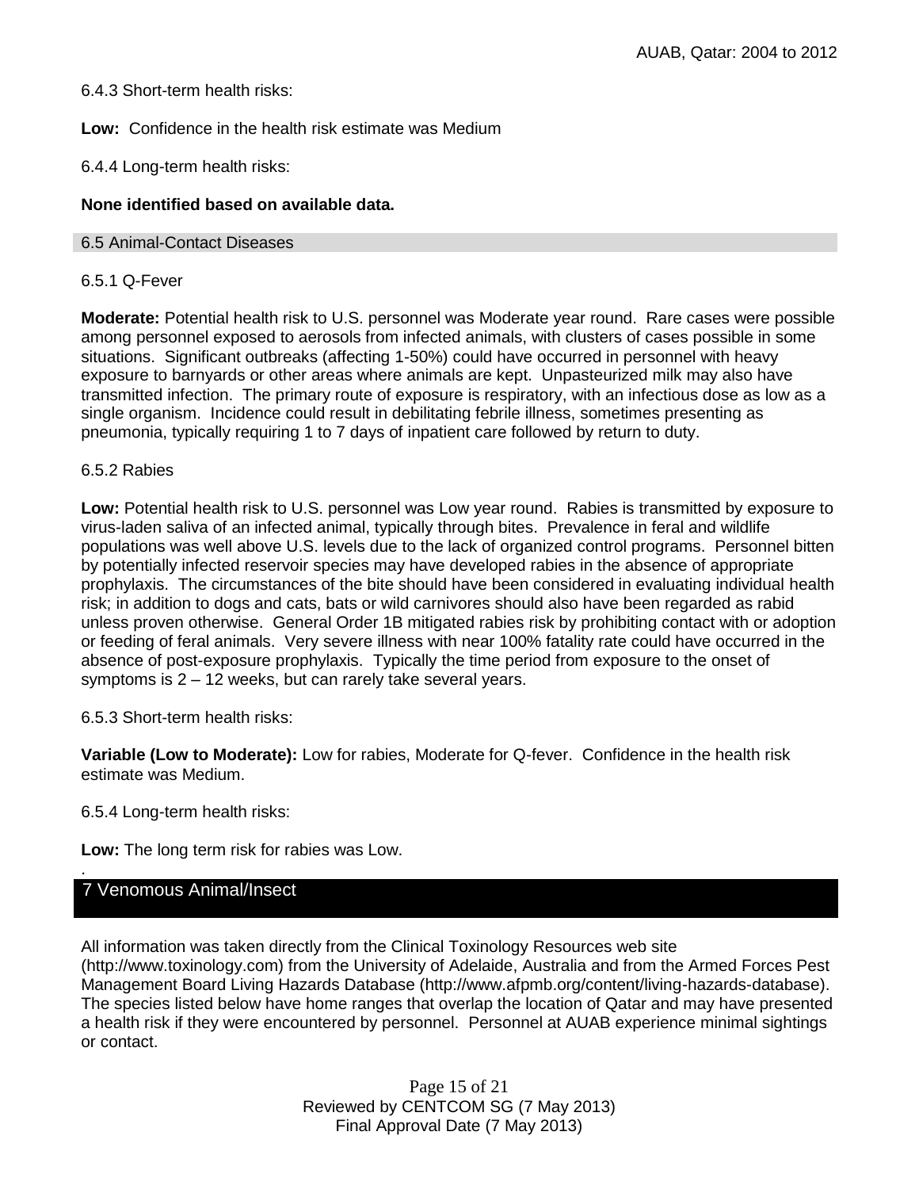6.4.3 Short-term health risks:

**Low:** Confidence in the health risk estimate was Medium

6.4.4 Long-term health risks:

**None identified based on available data.**

### 6.5 Animal-Contact Diseases

6.5.1 Q-Fever

**Moderate:** Potential health risk to U.S. personnel was Moderate year round. Rare cases were possible among personnel exposed to aerosols from infected animals, with clusters of cases possible in some situations. Significant outbreaks (affecting 1-50%) could have occurred in personnel with heavy exposure to barnyards or other areas where animals are kept. Unpasteurized milk may also have transmitted infection. The primary route of exposure is respiratory, with an infectious dose as low as a single organism. Incidence could result in debilitating febrile illness, sometimes presenting as pneumonia, typically requiring 1 to 7 days of inpatient care followed by return to duty.

6.5.2 Rabies

**Low:** Potential health risk to U.S. personnel was Low year round. Rabies is transmitted by exposure to virus-laden saliva of an infected animal, typically through bites. Prevalence in feral and wildlife populations was well above U.S. levels due to the lack of organized control programs. Personnel bitten by potentially infected reservoir species may have developed rabies in the absence of appropriate prophylaxis. The circumstances of the bite should have been considered in evaluating individual health risk; in addition to dogs and cats, bats or wild carnivores should also have been regarded as rabid unless proven otherwise. General Order 1B mitigated rabies risk by prohibiting contact with or adoption or feeding of feral animals. Very severe illness with near 100% fatality rate could have occurred in the absence of post-exposure prophylaxis. Typically the time period from exposure to the onset of symptoms is 2 – 12 weeks, but can rarely take several years.

6.5.3 Short-term health risks:

**Variable (Low to Moderate):** Low for rabies, Moderate for Q-fever. Confidence in the health risk estimate was Medium.

6.5.4 Long-term health risks:

**Low:** The long term risk for rabies was Low.

## 7 Venomous Animal/Insect

All information was taken directly from the Clinical Toxinology Resources web site (http://www.toxinology.com) from the University of Adelaide, Australia and from the Armed Forces Pest Management Board Living Hazards Database (http://www.afpmb.org/content/living-hazards-database). The species listed below have home ranges that overlap the location of Qatar and may have presented a health risk if they were encountered by personnel. Personnel at AUAB experience minimal sightings or contact.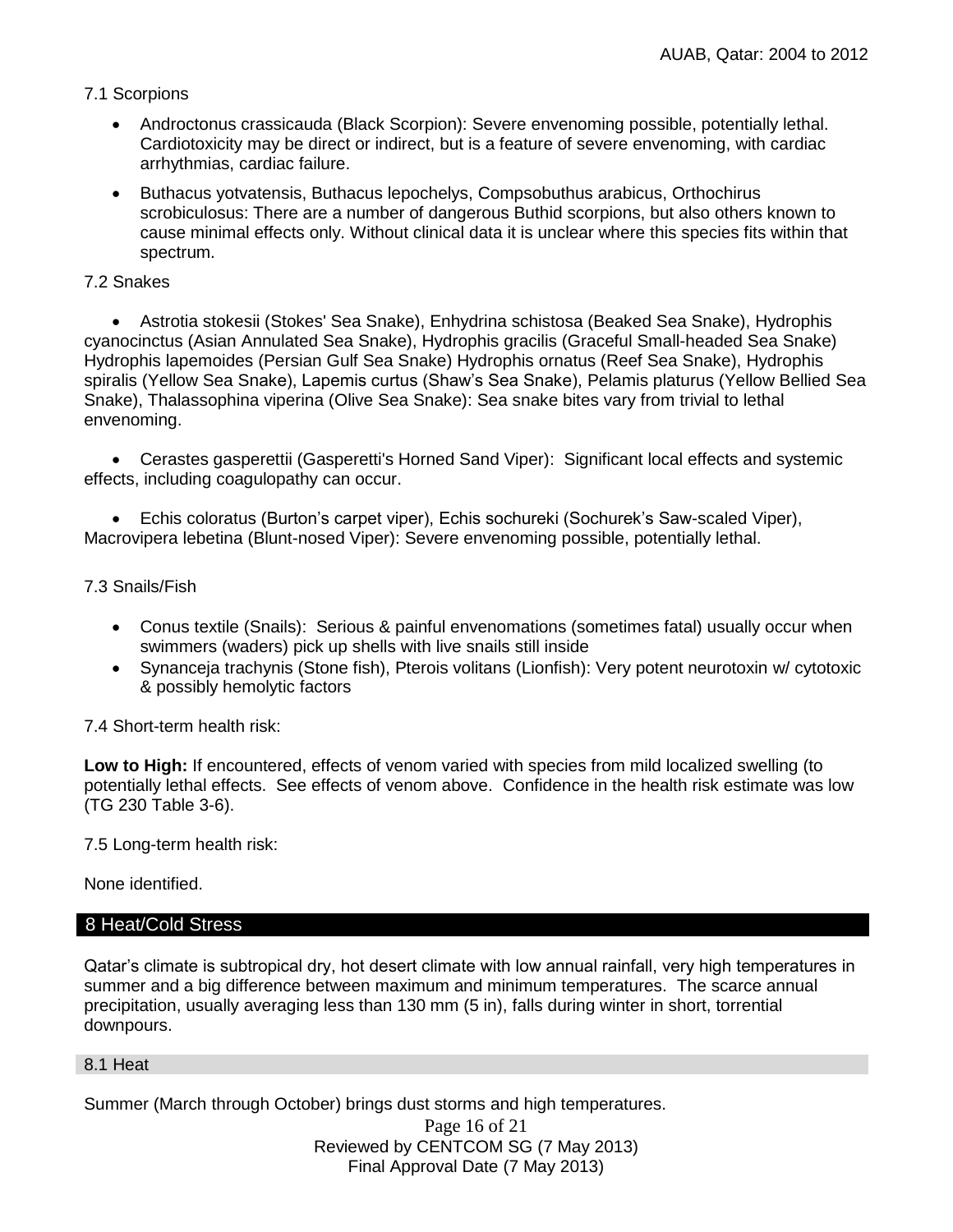7.1 Scorpions

- Androctonus crassicauda (Black Scorpion): Severe envenoming possible, potentially lethal. Cardiotoxicity may be direct or indirect, but is a feature of severe envenoming, with cardiac arrhythmias, cardiac failure.
- Buthacus yotvatensis, Buthacus lepochelys, Compsobuthus arabicus, Orthochirus scrobiculosus: There are a number of dangerous Buthid scorpions, but also others known to cause minimal effects only. Without clinical data it is unclear where this species fits within that spectrum.

7.2 Snakes

- Astrotia stokesii (Stokes' Sea Snake), Enhydrina schistosa (Beaked Sea Snake), Hydrophis cyanocinctus (Asian Annulated Sea Snake), Hydrophis gracilis (Graceful Small-headed Sea Snake) Hydrophis lapemoides (Persian Gulf Sea Snake) Hydrophis ornatus (Reef Sea Snake), Hydrophis spiralis (Yellow Sea Snake), Lapemis curtus (Shaw's Sea Snake), Pelamis platurus (Yellow Bellied Sea Snake), Thalassophina viperina (Olive Sea Snake): Sea snake bites vary from trivial to lethal envenoming.
- Cerastes gasperettii (Gasperetti's Horned Sand Viper): Significant local effects and systemic effects, including coagulopathy can occur.
- Echis coloratus (Burton's carpet viper), Echis sochureki (Sochurek's Saw-scaled Viper), Macrovipera lebetina (Blunt-nosed Viper): Severe envenoming possible, potentially lethal.

7.3 Snails/Fish

- Conus textile (Snails): Serious & painful envenomations (sometimes fatal) usually occur when swimmers (waders) pick up shells with live snails still inside
- Synanceja trachynis (Stone fish), Pterois volitans (Lionfish): Very potent neurotoxin w/ cytotoxic & possibly hemolytic factors

7.4 Short-term health risk:

**Low to High:** If encountered, effects of venom varied with species from mild localized swelling (to potentially lethal effects. See effects of venom above. Confidence in the health risk estimate was low (TG 230 Table 3-6).

7.5 Long-term health risk:

None identified.

## 8 Heat/Cold Stress

Qatar's climate is subtropical dry, hot desert climate with low annual rainfall, very high temperatures in summer and a big difference between maximum and minimum temperatures. The scarce annual precipitation, usually averaging less than 130 mm (5 in), falls during winter in short, torrential downpours.

### 8.1 Heat

Summer (March through October) brings dust storms and high temperatures.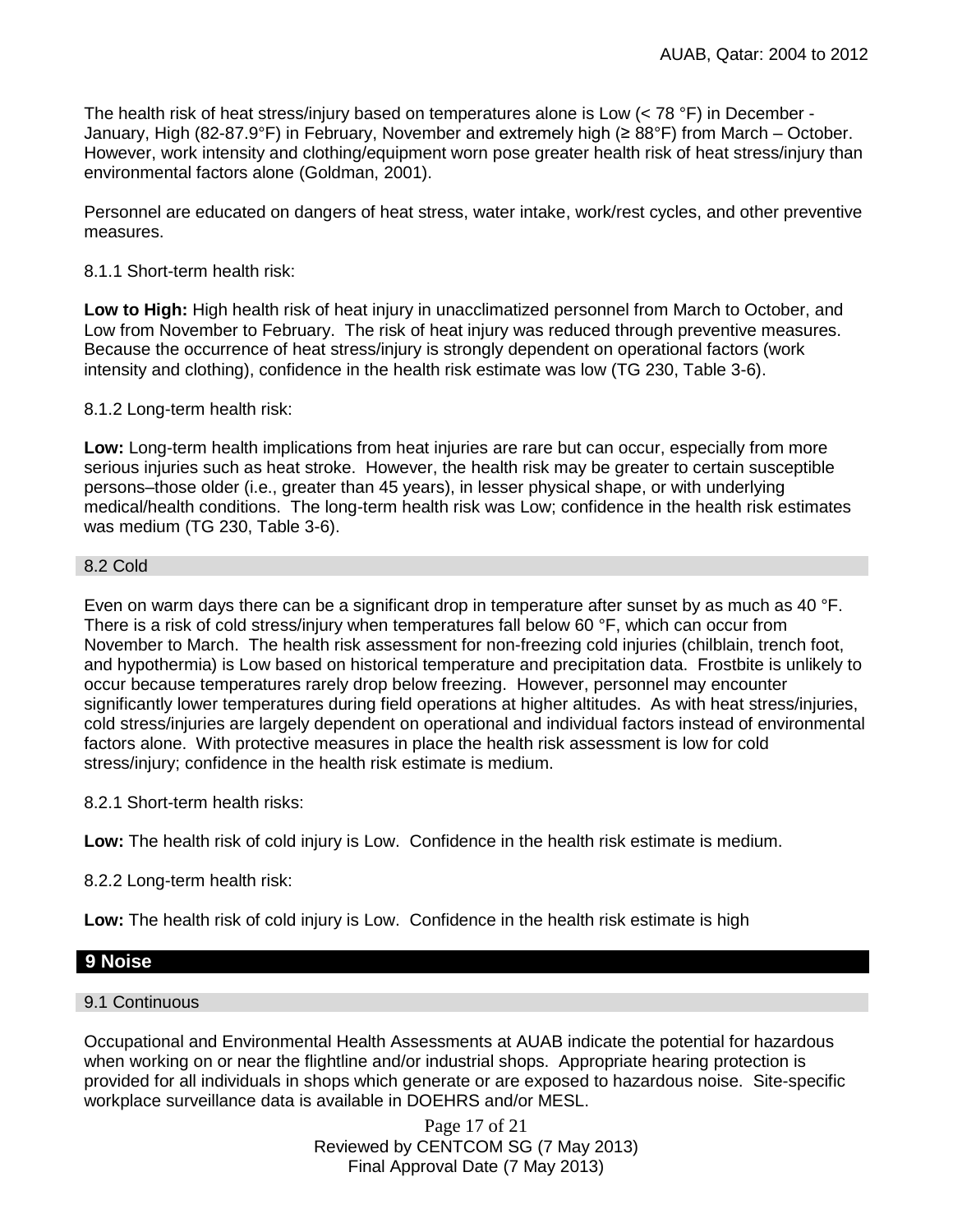The health risk of heat stress/injury based on temperatures alone is Low (< 78 °F) in December - January, High (82-87.9°F) in February, November and extremely high (≥ 88°F) from March – October. However, work intensity and clothing/equipment worn pose greater health risk of heat stress/injury than environmental factors alone (Goldman, 2001).

Personnel are educated on dangers of heat stress, water intake, work/rest cycles, and other preventive measures.

8.1.1 Short-term health risk:

**Low to High:** High health risk of heat injury in unacclimatized personnel from March to October, and Low from November to February. The risk of heat injury was reduced through preventive measures. Because the occurrence of heat stress/injury is strongly dependent on operational factors (work intensity and clothing), confidence in the health risk estimate was low (TG 230, Table 3-6).

8.1.2 Long-term health risk:

**Low:** Long-term health implications from heat injuries are rare but can occur, especially from more serious injuries such as heat stroke. However, the health risk may be greater to certain susceptible persons–those older (i.e., greater than 45 years), in lesser physical shape, or with underlying medical/health conditions. The long-term health risk was Low; confidence in the health risk estimates was medium (TG 230, Table 3-6).

### 8.2 Cold

Even on warm days there can be a significant drop in temperature after sunset by as much as 40 °F. There is a risk of cold stress/injury when temperatures fall below 60 °F, which can occur from November to March. The health risk assessment for non-freezing cold injuries (chilblain, trench foot, and hypothermia) is Low based on historical temperature and precipitation data. Frostbite is unlikely to occur because temperatures rarely drop below freezing. However, personnel may encounter significantly lower temperatures during field operations at higher altitudes. As with heat stress/injuries, cold stress/injuries are largely dependent on operational and individual factors instead of environmental factors alone. With protective measures in place the health risk assessment is low for cold stress/injury; confidence in the health risk estimate is medium.

8.2.1 Short-term health risks:

**Low:** The health risk of cold injury is Low. Confidence in the health risk estimate is medium.

8.2.2 Long-term health risk:

**Low:** The health risk of cold injury is Low. Confidence in the health risk estimate is high

## 9 Noise

### 9.1 Continuous

Occupational and Environmental Health Assessments at AUAB indicate the potential for hazardous when working on or near the flightline and/or industrial shops. Appropriate hearing protection is provided for all individuals in shops which generate or are exposed to hazardous noise. Site-specific workplace surveillance data is available in DOEHRS and/or MESL.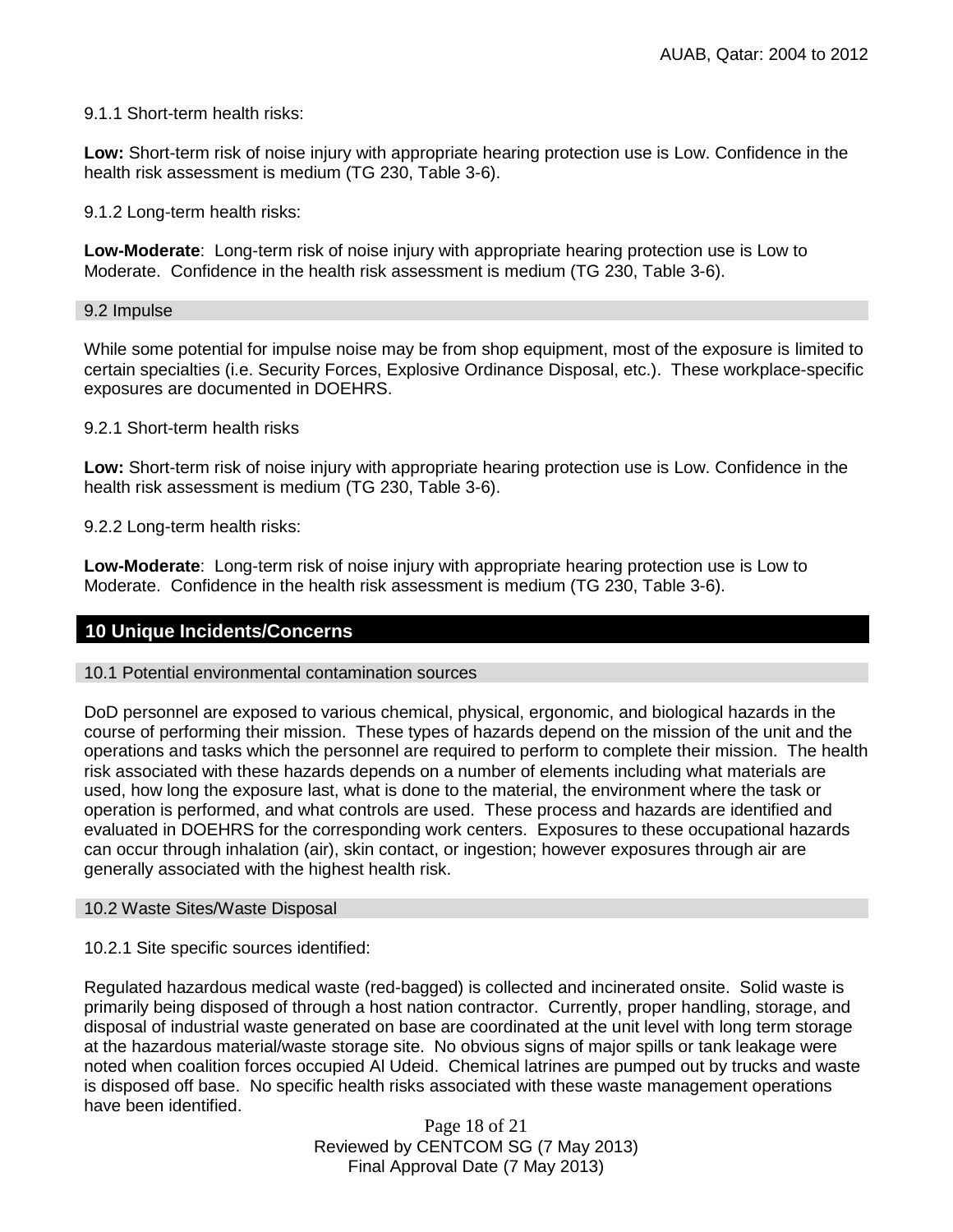9.1.1 Short-term health risks:

**Low:** Short-term risk of noise injury with appropriate hearing protection use is Low. Confidence in the health risk assessment is medium (TG 230, Table 3-6).

9.1.2 Long-term health risks:

**Low-Moderate**: Long-term risk of noise injury with appropriate hearing protection use is Low to Moderate. Confidence in the health risk assessment is medium (TG 230, Table 3-6).

### 9.2 Impulse

While some potential for impulse noise may be from shop equipment, most of the exposure is limited to certain specialties (i.e. Security Forces, Explosive Ordinance Disposal, etc.). These workplace-specific exposures are documented in DOEHRS.

9.2.1 Short-term health risks

**Low:** Short-term risk of noise injury with appropriate hearing protection use is Low. Confidence in the health risk assessment is medium (TG 230, Table 3-6).

9.2.2 Long-term health risks:

**Low-Moderate**: Long-term risk of noise injury with appropriate hearing protection use is Low to Moderate. Confidence in the health risk assessment is medium (TG 230, Table 3-6).

## 10 Unique Incidents/Concerns

### 10.1 Potential environmental contamination sources

DoD personnel are exposed to various chemical, physical, ergonomic, and biological hazards in the course of performing their mission. These types of hazards depend on the mission of the unit and the operations and tasks which the personnel are required to perform to complete their mission. The health risk associated with these hazards depends on a number of elements including what materials are used, how long the exposure last, what is done to the material, the environment where the task or operation is performed, and what controls are used. These process and hazards are identified and evaluated in DOEHRS for the corresponding work centers. Exposures to these occupational hazards can occur through inhalation (air), skin contact, or ingestion; however exposures through air are generally associated with the highest health risk.

### 10.2 Waste Sites/Waste Disposal

10.2.1 Site specific sources identified:

Regulated hazardous medical waste (red-bagged) is collected and incinerated onsite. Solid waste is primarily being disposed of through a host nation contractor. Currently, proper handling, storage, and disposal of industrial waste generated on base are coordinated at the unit level with long term storage at the hazardous material/waste storage site. No obvious signs of major spills or tank leakage were noted when coalition forces occupied Al Udeid. Chemical latrines are pumped out by trucks and waste is disposed off base. No specific health risks associated with these waste management operations have been identified.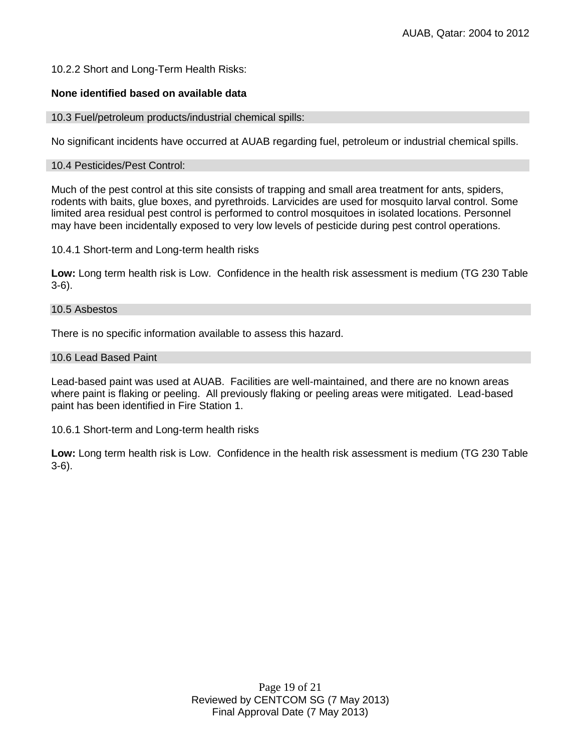10.2.2 Short and Long-Term Health Risks:

**None identified based on available data**

## 10.3 Fuel/petroleum products/industrial chemical spills:

No significant incidents have occurred at AUAB regarding fuel, petroleum or industrial chemical spills.

## 10.4 Pesticides/Pest Control:

Much of the pest control at this site consists of trapping and small area treatment for ants, spiders, rodents with baits, glue boxes, and pyrethroids. Larvicides are used for mosquito larval control. Some limited area residual pest control is performed to control mosquitoes in isolated locations. Personnel may have been incidentally exposed to very low levels of pesticide during pest control operations.

10.4.1 Short-term and Long-term health risks

**Low:** Long term health risk is Low. Confidence in the health risk assessment is medium (TG 230 Table 3-6).

## 10.5 Asbestos

There is no specific information available to assess this hazard.

## 10.6 Lead Based Paint

Lead-based paint was used at AUAB. Facilities are well-maintained, and there are no known areas where paint is flaking or peeling. All previously flaking or peeling areas were mitigated. Lead-based paint has been identified in Fire Station 1.

10.6.1 Short-term and Long-term health risks

**Low:** Long term health risk is Low. Confidence in the health risk assessment is medium (TG 230 Table 3-6).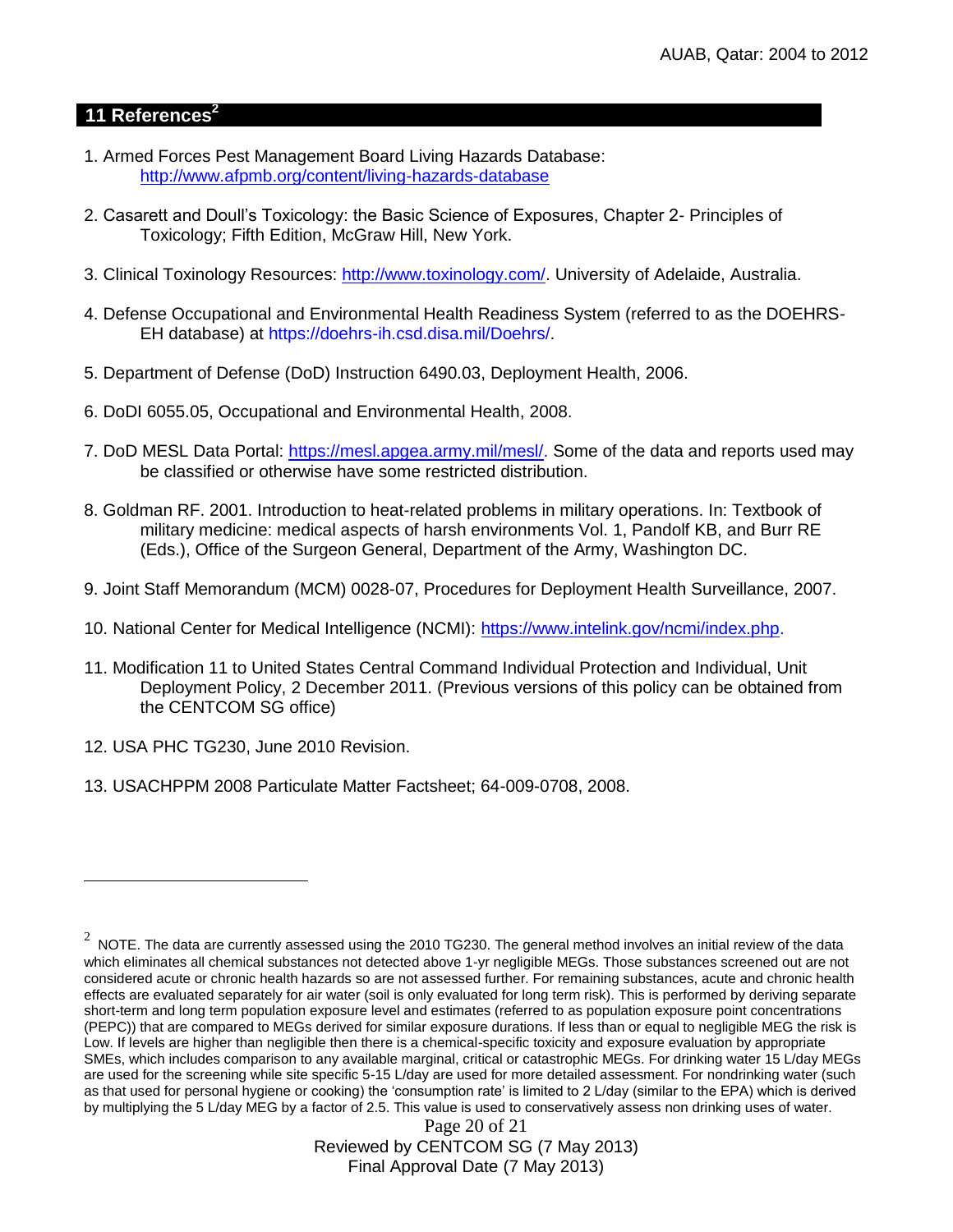## 11 References[2]

1. Armed Forces Pest Management Board Living Hazards Database: http://www.afpmb.org/content/living-hazards-database

2. Casarett and Doull's Toxicology: the Basic Science of Exposures, Chapter 2- Principles of Toxicology; Fifth Edition, McGraw Hill, New York.

3. Clinical Toxinology Resources: http://www.toxinology.com/. University of Adelaide, Australia.

4. Defense Occupational and Environmental Health Readiness System (referred to as the DOEHRS-EH database) at https://doehrs-ih.csd.disa.mil/Doehrs/.

5. Department of Defense (DoD) Instruction 6490.03, Deployment Health, 2006.

6. DoDI 6055.05, Occupational and Environmental Health, 2008.

7. DoD MESL Data Portal: https://mesl.apgea.army.mil/mesl/. Some of the data and reports used may be classified or otherwise have some restricted distribution.

8. Goldman RF. 2001. Introduction to heat-related problems in military operations. In: Textbook of military medicine: medical aspects of harsh environments Vol. 1, Pandolf KB, and Burr RE (Eds.), Office of the Surgeon General, Department of the Army, Washington DC.

9. Joint Staff Memorandum (MCM) 0028-07, Procedures for Deployment Health Surveillance, 2007.

10. National Center for Medical Intelligence (NCMI): https://www.intelink.gov/ncmi/index.php.

11. Modification 11 to United States Central Command Individual Protection and Individual, Unit Deployment Policy, 2 December 2011. (Previous versions of this policy can be obtained from the CENTCOM SG office)

12. USA PHC TG230, June 2010 Revision.

13. USACHPPM 2008 Particulate Matter Factsheet; 64-009-0708, 2008.

---

[2] NOTE. The data are currently assessed using the 2010 TG230. The general method involves an initial review of the data which eliminates all chemical substances not detected above 1-yr negligible MEGs. Those substances screened out are not considered acute or chronic health hazards so are not assessed further. For remaining substances, acute and chronic health effects are evaluated separately for air water (soil is only evaluated for long term risk). This is performed by deriving separate short-term and long term population exposure level and estimates (referred to as population exposure point concentrations (PEPC)) that are compared to MEGs derived for similar exposure durations. If less than or equal to negligible MEG the risk is Low. If levels are higher than negligible then there is a chemical-specific toxicity and exposure evaluation by appropriate SMEs, which includes comparison to any available marginal, critical or catastrophic MEGs. For drinking water 15 L/day MEGs are used for the screening while site specific 5-15 L/day are used for more detailed assessment. For nondrinking water (such as that used for personal hygiene or cooking) the 'consumption rate' is limited to 2 L/day (similar to the EPA) which is derived by multiplying the 5 L/day MEG by a factor of 2.5. This value is used to conservatively assess non drinking uses of water.

Reviewed by CENTCOM SG (7 May 2013)
Final Approval Date (7 May 2013)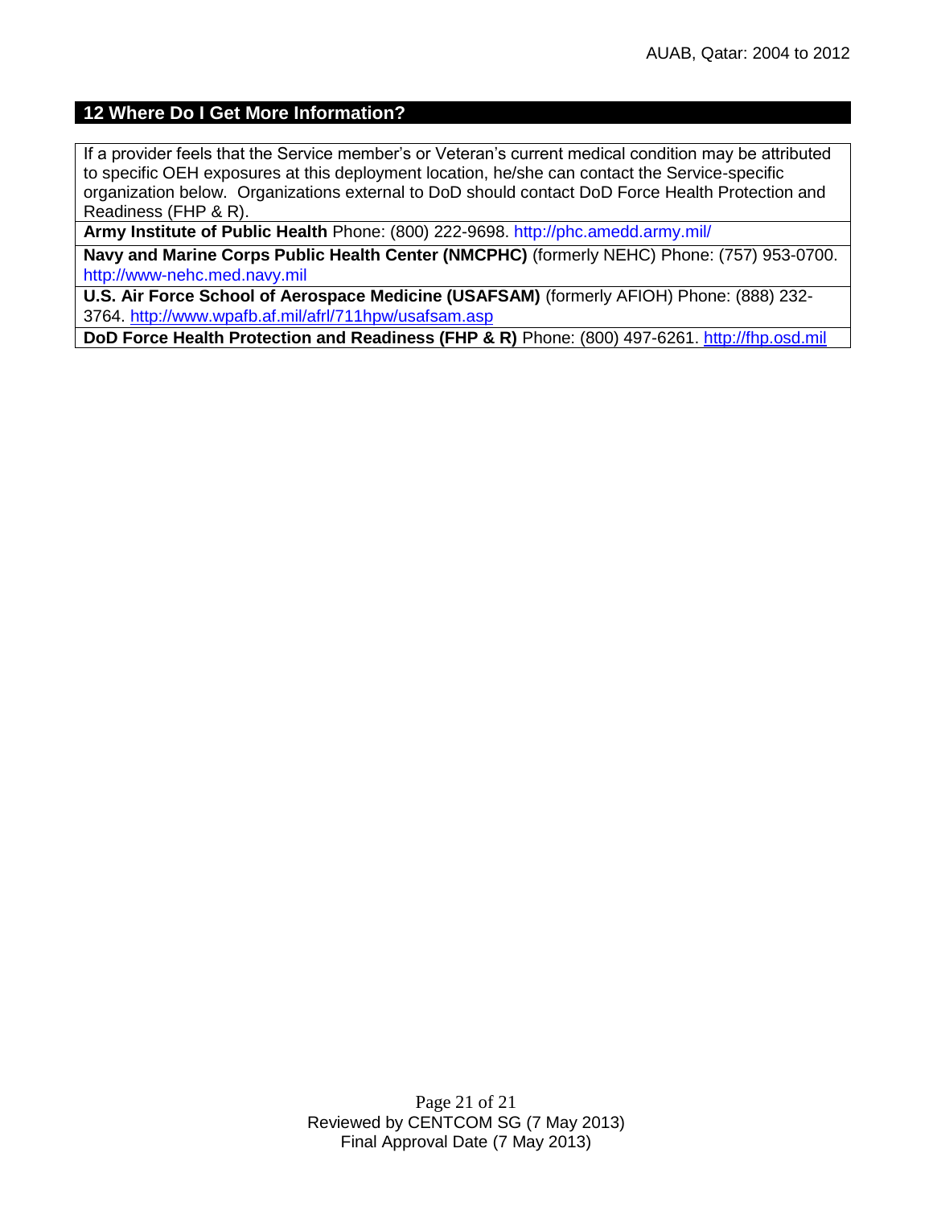## 12 Where Do I Get More Information?

If a provider feels that the Service member's or Veteran's current medical condition may be attributed to specific OEH exposures at this deployment location, he/she can contact the Service-specific organization below. Organizations external to DoD should contact DoD Force Health Protection and Readiness (FHP & R).

**Army Institute of Public Health** Phone: (800) 222-9698. http://phc.amedd.army.mil/

**Navy and Marine Corps Public Health Center (NMCPHC)** (formerly NEHC) Phone: (757) 953-0700. http://www-nehc.med.navy.mil

**U.S. Air Force School of Aerospace Medicine (USAFSAM)** (formerly AFIOH) Phone: (888) 232-3764. http://www.wpafb.af.mil/afrl/711hpw/usafsam.asp

**DoD Force Health Protection and Readiness (FHP & R)** Phone: (800) 497-6261. http://fhp.osd.mil

Reviewed by CENTCOM SG (7 May 2013)
Final Approval Date (7 May 2013)